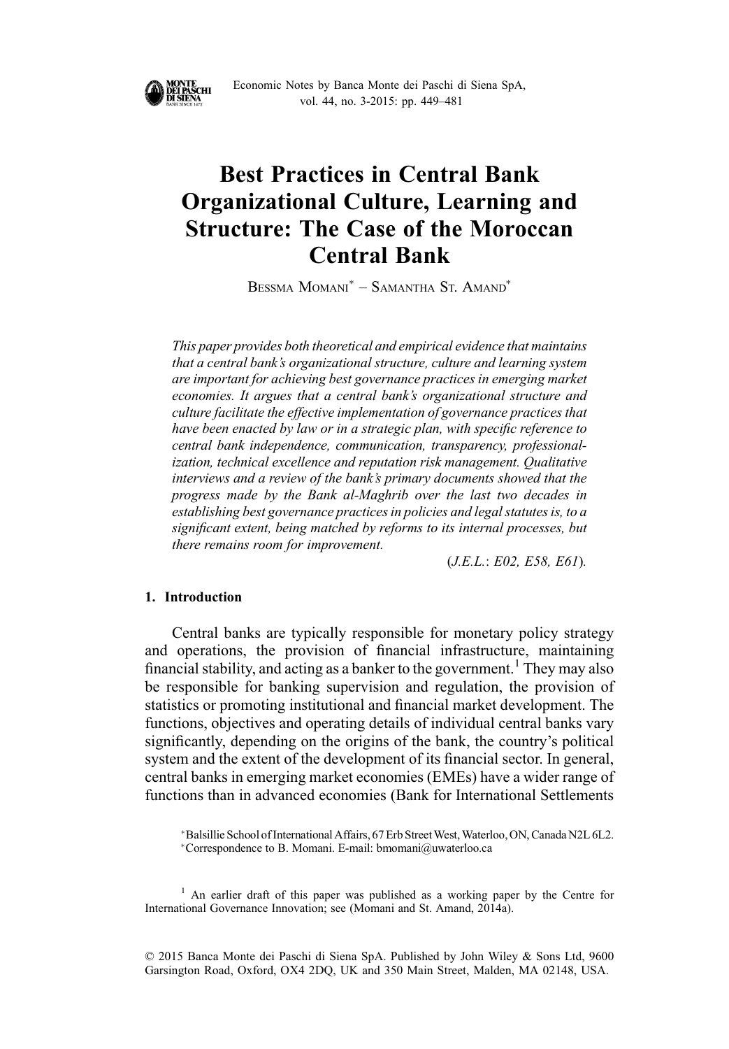# Best Practices in Central Bank Organizational Culture, Learning and Structure: The Case of the Moroccan Central Bank

Bessma Momani* – Samantha St. Amand*

*This paper provides both theoretical and empirical evidence that maintains that a central bank's organizational structure, culture and learning system are important for achieving best governance practices in emerging market economies. It argues that a central bank's organizational structure and culture facilitate the effective implementation of governance practices that have been enacted by law or in a strategic plan, with specific reference to central bank independence, communication, transparency, professionalization, technical excellence and reputation risk management. Qualitative interviews and a review of the bank's primary documents showed that the progress made by the Bank al-Maghrib over the last two decades in establishing best governance practices in policies and legal statutes is, to a significant extent, being matched by reforms to its internal processes, but there remains room for improvement.*

(*J.E.L.*: *E02, E58, E61*).

## 1. Introduction

Central banks are typically responsible for monetary policy strategy and operations, the provision of financial infrastructure, maintaining financial stability, and acting as a banker to the government.[1] They may also be responsible for banking supervision and regulation, the provision of statistics or promoting institutional and financial market development. The functions, objectives and operating details of individual central banks vary significantly, depending on the origins of the bank, the country's political system and the extent of the development of its financial sector. In general, central banks in emerging market economies (EMEs) have a wider range of functions than in advanced economies (Bank for International Settlements

*Balsillie School of International Affairs, 67 Erb Street West, Waterloo, ON, Canada N2L 6L2.
*Correspondence to B. Momani. E-mail: bmomani@uwaterloo.ca

[1] An earlier draft of this paper was published as a working paper by the Centre for International Governance Innovation; see (Momani and St. Amand, 2014a).

© 2015 Banca Monte dei Paschi di Siena SpA. Published by John Wiley & Sons Ltd, 9600 Garsington Road, Oxford, OX4 2DQ, UK and 350 Main Street, Malden, MA 02148, USA.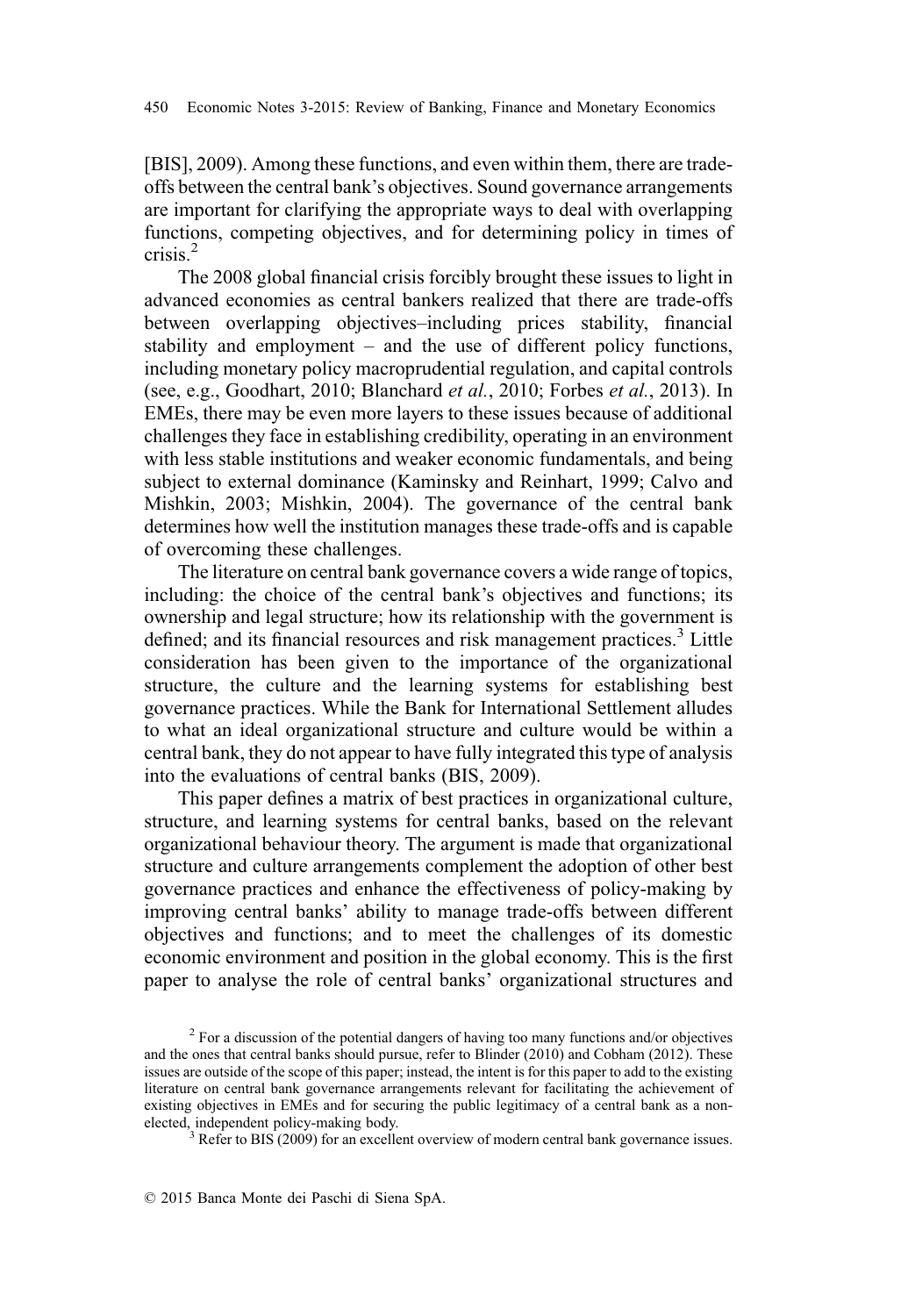[BIS], 2009). Among these functions, and even within them, there are trade-offs between the central bank's objectives. Sound governance arrangements are important for clarifying the appropriate ways to deal with overlapping functions, competing objectives, and for determining policy in times of crisis.[2]

The 2008 global financial crisis forcibly brought these issues to light in advanced economies as central bankers realized that there are trade-offs between overlapping objectives–including prices stability, financial stability and employment – and the use of different policy functions, including monetary policy macroprudential regulation, and capital controls (see, e.g., Goodhart, 2010; Blanchard *et al.*, 2010; Forbes *et al.*, 2013). In EMEs, there may be even more layers to these issues because of additional challenges they face in establishing credibility, operating in an environment with less stable institutions and weaker economic fundamentals, and being subject to external dominance (Kaminsky and Reinhart, 1999; Calvo and Mishkin, 2003; Mishkin, 2004). The governance of the central bank determines how well the institution manages these trade-offs and is capable of overcoming these challenges.

The literature on central bank governance covers a wide range of topics, including: the choice of the central bank's objectives and functions; its ownership and legal structure; how its relationship with the government is defined; and its financial resources and risk management practices.[3] Little consideration has been given to the importance of the organizational structure, the culture and the learning systems for establishing best governance practices. While the Bank for International Settlement alludes to what an ideal organizational structure and culture would be within a central bank, they do not appear to have fully integrated this type of analysis into the evaluations of central banks (BIS, 2009).

This paper defines a matrix of best practices in organizational culture, structure, and learning systems for central banks, based on the relevant organizational behaviour theory. The argument is made that organizational structure and culture arrangements complement the adoption of other best governance practices and enhance the effectiveness of policy-making by improving central banks' ability to manage trade-offs between different objectives and functions; and to meet the challenges of its domestic economic environment and position in the global economy. This is the first paper to analyse the role of central banks' organizational structures and

[2] For a discussion of the potential dangers of having too many functions and/or objectives and the ones that central banks should pursue, refer to Blinder (2010) and Cobham (2012). These issues are outside of the scope of this paper; instead, the intent is for this paper to add to the existing literature on central bank governance arrangements relevant for facilitating the achievement of existing objectives in EMEs and for securing the public legitimacy of a central bank as a non-elected, independent policy-making body.

[3] Refer to BIS (2009) for an excellent overview of modern central bank governance issues.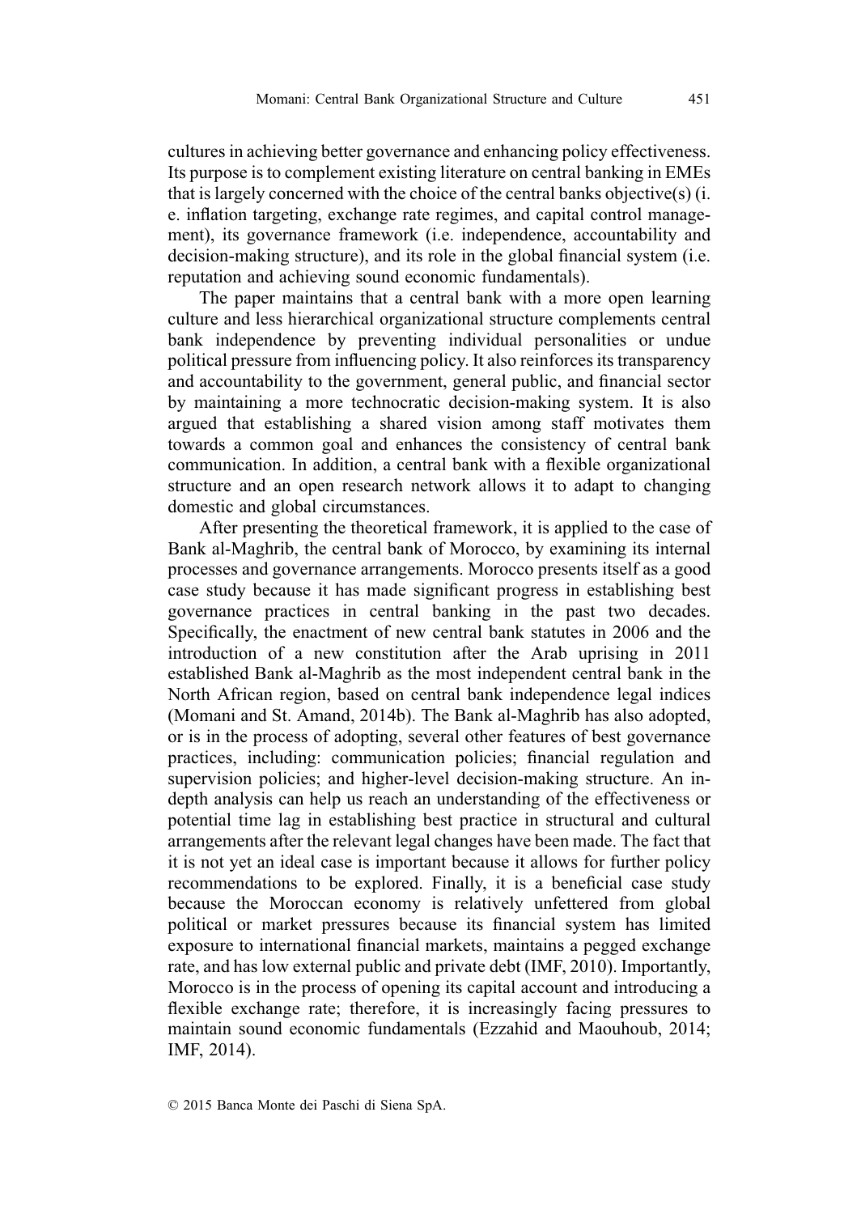cultures in achieving better governance and enhancing policy effectiveness. Its purpose is to complement existing literature on central banking in EMEs that is largely concerned with the choice of the central banks objective(s) (i.e. inflation targeting, exchange rate regimes, and capital control management), its governance framework (i.e. independence, accountability and decision-making structure), and its role in the global financial system (i.e. reputation and achieving sound economic fundamentals).

The paper maintains that a central bank with a more open learning culture and less hierarchical organizational structure complements central bank independence by preventing individual personalities or undue political pressure from influencing policy. It also reinforces its transparency and accountability to the government, general public, and financial sector by maintaining a more technocratic decision-making system. It is also argued that establishing a shared vision among staff motivates them towards a common goal and enhances the consistency of central bank communication. In addition, a central bank with a flexible organizational structure and an open research network allows it to adapt to changing domestic and global circumstances.

After presenting the theoretical framework, it is applied to the case of Bank al-Maghrib, the central bank of Morocco, by examining its internal processes and governance arrangements. Morocco presents itself as a good case study because it has made significant progress in establishing best governance practices in central banking in the past two decades. Specifically, the enactment of new central bank statutes in 2006 and the introduction of a new constitution after the Arab uprising in 2011 established Bank al-Maghrib as the most independent central bank in the North African region, based on central bank independence legal indices (Momani and St. Amand, 2014b). The Bank al-Maghrib has also adopted, or is in the process of adopting, several other features of best governance practices, including: communication policies; financial regulation and supervision policies; and higher-level decision-making structure. An in-depth analysis can help us reach an understanding of the effectiveness or potential time lag in establishing best practice in structural and cultural arrangements after the relevant legal changes have been made. The fact that it is not yet an ideal case is important because it allows for further policy recommendations to be explored. Finally, it is a beneficial case study because the Moroccan economy is relatively unfettered from global political or market pressures because its financial system has limited exposure to international financial markets, maintains a pegged exchange rate, and has low external public and private debt (IMF, 2010). Importantly, Morocco is in the process of opening its capital account and introducing a flexible exchange rate; therefore, it is increasingly facing pressures to maintain sound economic fundamentals (Ezzahid and Maouhoub, 2014; IMF, 2014).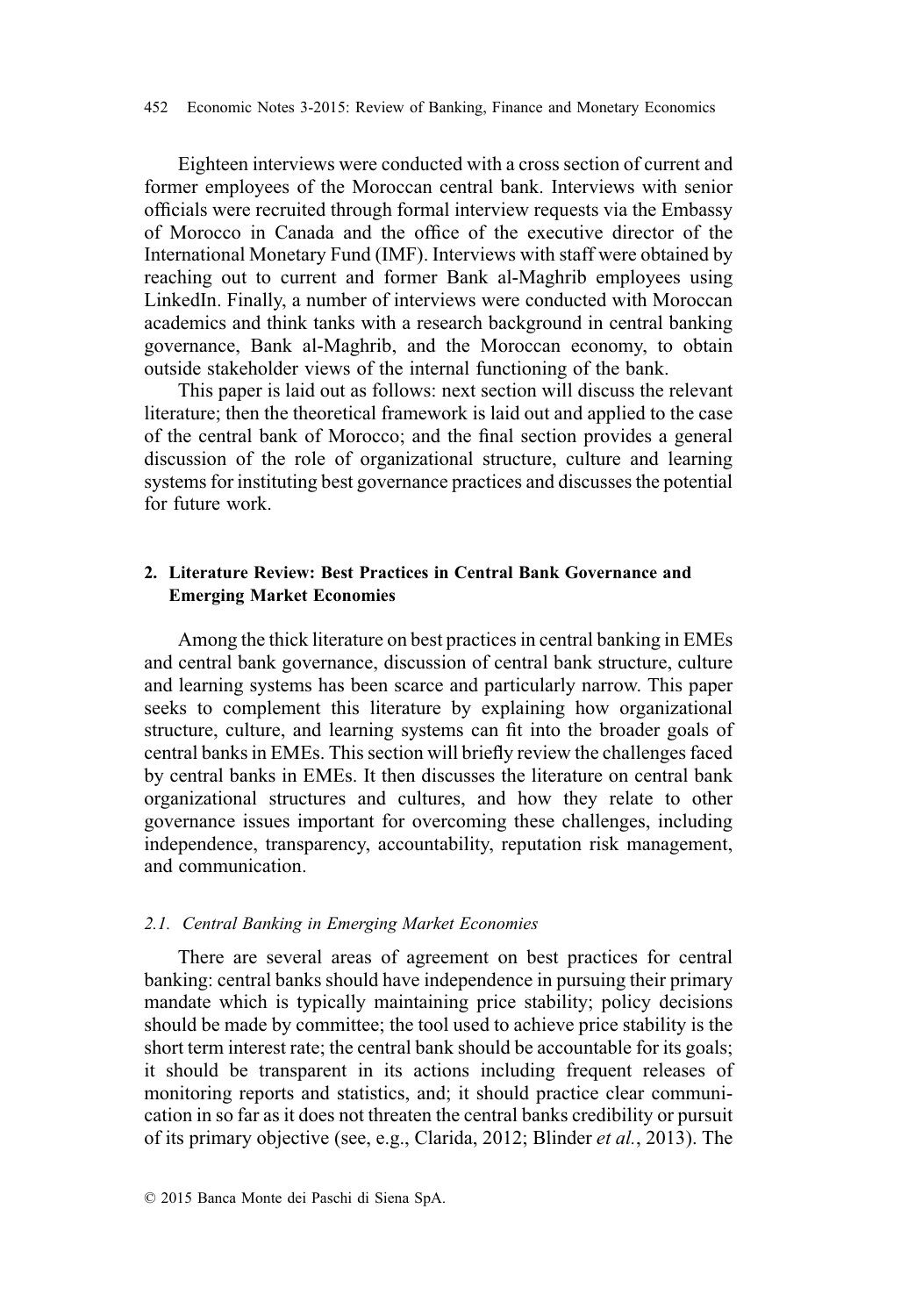Eighteen interviews were conducted with a cross section of current and former employees of the Moroccan central bank. Interviews with senior officials were recruited through formal interview requests via the Embassy of Morocco in Canada and the office of the executive director of the International Monetary Fund (IMF). Interviews with staff were obtained by reaching out to current and former Bank al-Maghrib employees using LinkedIn. Finally, a number of interviews were conducted with Moroccan academics and think tanks with a research background in central banking governance, Bank al-Maghrib, and the Moroccan economy, to obtain outside stakeholder views of the internal functioning of the bank.

This paper is laid out as follows: next section will discuss the relevant literature; then the theoretical framework is laid out and applied to the case of the central bank of Morocco; and the final section provides a general discussion of the role of organizational structure, culture and learning systems for instituting best governance practices and discusses the potential for future work.

## 2. Literature Review: Best Practices in Central Bank Governance and Emerging Market Economies

Among the thick literature on best practices in central banking in EMEs and central bank governance, discussion of central bank structure, culture and learning systems has been scarce and particularly narrow. This paper seeks to complement this literature by explaining how organizational structure, culture, and learning systems can fit into the broader goals of central banks in EMEs. This section will briefly review the challenges faced by central banks in EMEs. It then discusses the literature on central bank organizational structures and cultures, and how they relate to other governance issues important for overcoming these challenges, including independence, transparency, accountability, reputation risk management, and communication.

### *2.1. Central Banking in Emerging Market Economies*

There are several areas of agreement on best practices for central banking: central banks should have independence in pursuing their primary mandate which is typically maintaining price stability; policy decisions should be made by committee; the tool used to achieve price stability is the short term interest rate; the central bank should be accountable for its goals; it should be transparent in its actions including frequent releases of monitoring reports and statistics, and; it should practice clear communication in so far as it does not threaten the central banks credibility or pursuit of its primary objective (see, e.g., Clarida, 2012; Blinder *et al.*, 2013). The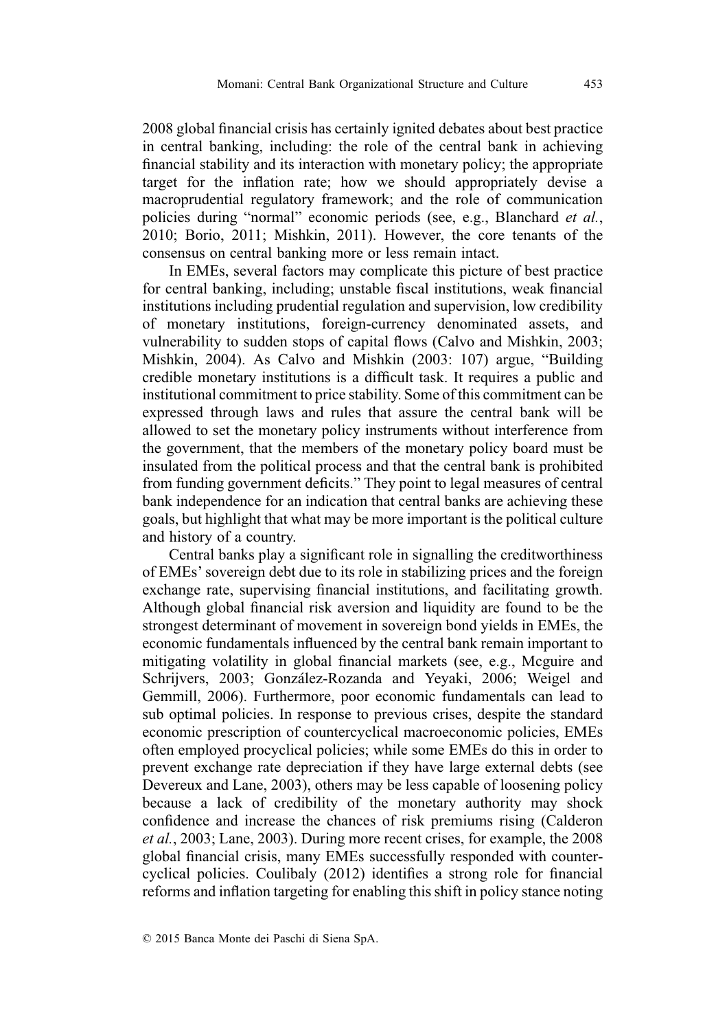2008 global financial crisis has certainly ignited debates about best practice in central banking, including: the role of the central bank in achieving financial stability and its interaction with monetary policy; the appropriate target for the inflation rate; how we should appropriately devise a macroprudential regulatory framework; and the role of communication policies during "normal" economic periods (see, e.g., Blanchard *et al.*, 2010; Borio, 2011; Mishkin, 2011). However, the core tenants of the consensus on central banking more or less remain intact.

In EMEs, several factors may complicate this picture of best practice for central banking, including; unstable fiscal institutions, weak financial institutions including prudential regulation and supervision, low credibility of monetary institutions, foreign-currency denominated assets, and vulnerability to sudden stops of capital flows (Calvo and Mishkin, 2003; Mishkin, 2004). As Calvo and Mishkin (2003: 107) argue, "Building credible monetary institutions is a difficult task. It requires a public and institutional commitment to price stability. Some of this commitment can be expressed through laws and rules that assure the central bank will be allowed to set the monetary policy instruments without interference from the government, that the members of the monetary policy board must be insulated from the political process and that the central bank is prohibited from funding government deficits." They point to legal measures of central bank independence for an indication that central banks are achieving these goals, but highlight that what may be more important is the political culture and history of a country.

Central banks play a significant role in signalling the creditworthiness of EMEs' sovereign debt due to its role in stabilizing prices and the foreign exchange rate, supervising financial institutions, and facilitating growth. Although global financial risk aversion and liquidity are found to be the strongest determinant of movement in sovereign bond yields in EMEs, the economic fundamentals influenced by the central bank remain important to mitigating volatility in global financial markets (see, e.g., Mcguire and Schrijvers, 2003; González-Rozanda and Yeyaki, 2006; Weigel and Gemmill, 2006). Furthermore, poor economic fundamentals can lead to sub optimal policies. In response to previous crises, despite the standard economic prescription of countercyclical macroeconomic policies, EMEs often employed procyclical policies; while some EMEs do this in order to prevent exchange rate depreciation if they have large external debts (see Devereux and Lane, 2003), others may be less capable of loosening policy because a lack of credibility of the monetary authority may shock confidence and increase the chances of risk premiums rising (Calderon *et al.*, 2003; Lane, 2003). During more recent crises, for example, the 2008 global financial crisis, many EMEs successfully responded with countercyclical policies. Coulibaly (2012) identifies a strong role for financial reforms and inflation targeting for enabling this shift in policy stance noting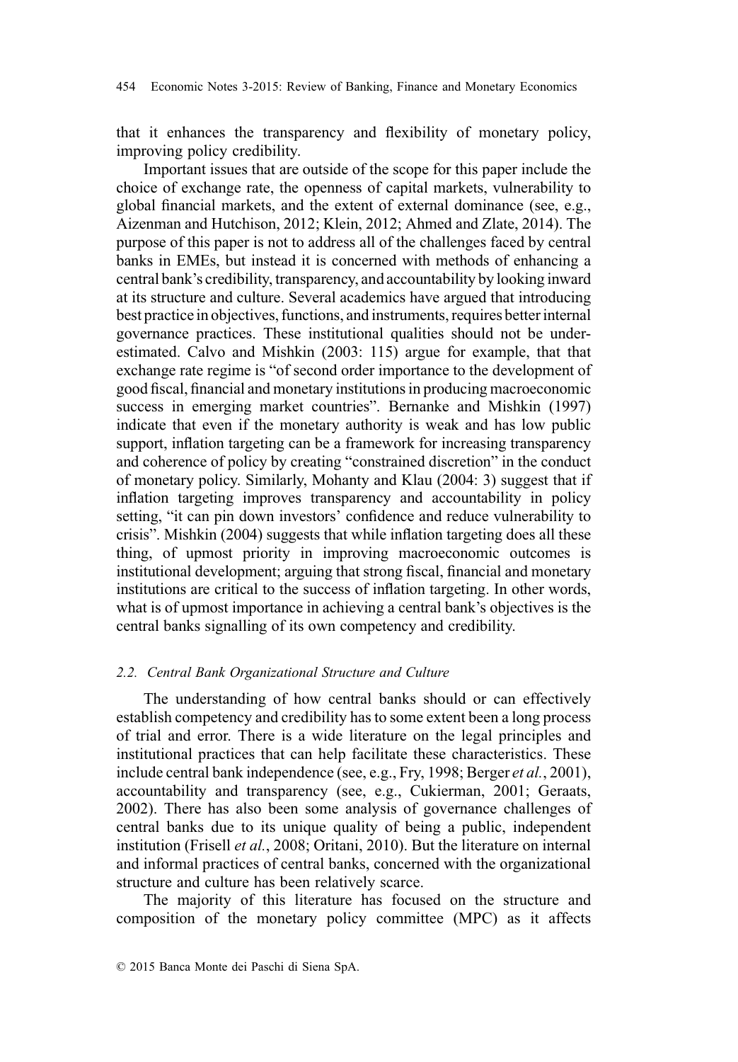that it enhances the transparency and flexibility of monetary policy, improving policy credibility.

Important issues that are outside of the scope for this paper include the choice of exchange rate, the openness of capital markets, vulnerability to global financial markets, and the extent of external dominance (see, e.g., Aizenman and Hutchison, 2012; Klein, 2012; Ahmed and Zlate, 2014). The purpose of this paper is not to address all of the challenges faced by central banks in EMEs, but instead it is concerned with methods of enhancing a central bank's credibility, transparency, and accountability by looking inward at its structure and culture. Several academics have argued that introducing best practice in objectives, functions, and instruments, requires better internal governance practices. These institutional qualities should not be underestimated. Calvo and Mishkin (2003: 115) argue for example, that that exchange rate regime is "of second order importance to the development of good fiscal, financial and monetary institutions in producing macroeconomic success in emerging market countries". Bernanke and Mishkin (1997) indicate that even if the monetary authority is weak and has low public support, inflation targeting can be a framework for increasing transparency and coherence of policy by creating "constrained discretion" in the conduct of monetary policy. Similarly, Mohanty and Klau (2004: 3) suggest that if inflation targeting improves transparency and accountability in policy setting, "it can pin down investors' confidence and reduce vulnerability to crisis". Mishkin (2004) suggests that while inflation targeting does all these thing, of upmost priority in improving macroeconomic outcomes is institutional development; arguing that strong fiscal, financial and monetary institutions are critical to the success of inflation targeting. In other words, what is of upmost importance in achieving a central bank's objectives is the central banks signalling of its own competency and credibility.

### *2.2. Central Bank Organizational Structure and Culture*

The understanding of how central banks should or can effectively establish competency and credibility has to some extent been a long process of trial and error. There is a wide literature on the legal principles and institutional practices that can help facilitate these characteristics. These include central bank independence (see, e.g., Fry, 1998; Berger *et al.*, 2001), accountability and transparency (see, e.g., Cukierman, 2001; Geraats, 2002). There has also been some analysis of governance challenges of central banks due to its unique quality of being a public, independent institution (Frisell *et al.*, 2008; Oritani, 2010). But the literature on internal and informal practices of central banks, concerned with the organizational structure and culture has been relatively scarce.

The majority of this literature has focused on the structure and composition of the monetary policy committee (MPC) as it affects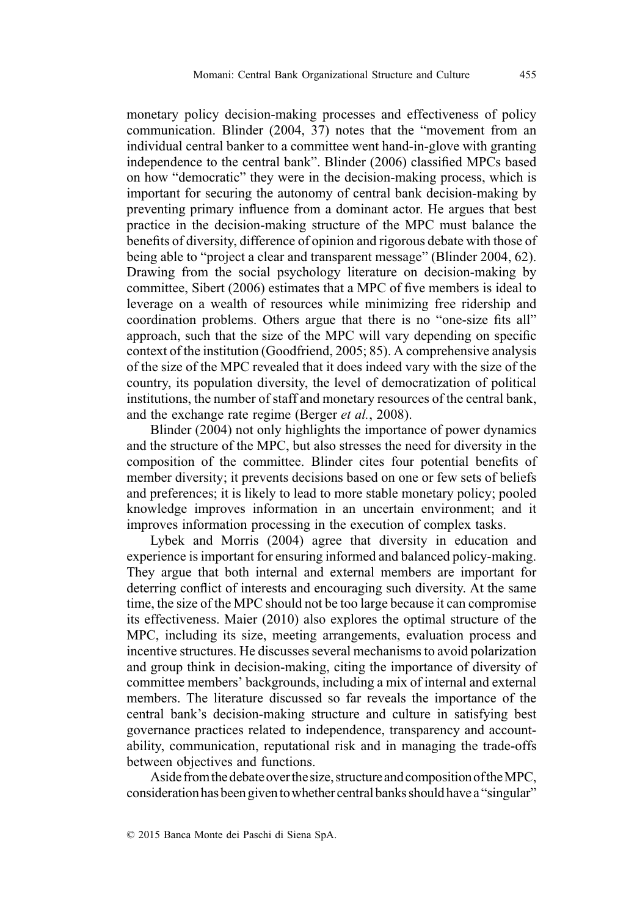monetary policy decision-making processes and effectiveness of policy communication. Blinder (2004, 37) notes that the "movement from an individual central banker to a committee went hand-in-glove with granting independence to the central bank". Blinder (2006) classified MPCs based on how "democratic" they were in the decision-making process, which is important for securing the autonomy of central bank decision-making by preventing primary influence from a dominant actor. He argues that best practice in the decision-making structure of the MPC must balance the benefits of diversity, difference of opinion and rigorous debate with those of being able to "project a clear and transparent message" (Blinder 2004, 62). Drawing from the social psychology literature on decision-making by committee, Sibert (2006) estimates that a MPC of five members is ideal to leverage on a wealth of resources while minimizing free ridership and coordination problems. Others argue that there is no "one-size fits all" approach, such that the size of the MPC will vary depending on specific context of the institution (Goodfriend, 2005; 85). A comprehensive analysis of the size of the MPC revealed that it does indeed vary with the size of the country, its population diversity, the level of democratization of political institutions, the number of staff and monetary resources of the central bank, and the exchange rate regime (Berger *et al.*, 2008).

Blinder (2004) not only highlights the importance of power dynamics and the structure of the MPC, but also stresses the need for diversity in the composition of the committee. Blinder cites four potential benefits of member diversity; it prevents decisions based on one or few sets of beliefs and preferences; it is likely to lead to more stable monetary policy; pooled knowledge improves information in an uncertain environment; and it improves information processing in the execution of complex tasks.

Lybek and Morris (2004) agree that diversity in education and experience is important for ensuring informed and balanced policy-making. They argue that both internal and external members are important for deterring conflict of interests and encouraging such diversity. At the same time, the size of the MPC should not be too large because it can compromise its effectiveness. Maier (2010) also explores the optimal structure of the MPC, including its size, meeting arrangements, evaluation process and incentive structures. He discusses several mechanisms to avoid polarization and group think in decision-making, citing the importance of diversity of committee members' backgrounds, including a mix of internal and external members. The literature discussed so far reveals the importance of the central bank's decision-making structure and culture in satisfying best governance practices related to independence, transparency and accountability, communication, reputational risk and in managing the trade-offs between objectives and functions.

Aside from the debate over the size, structure and composition of the MPC, consideration has been given to whether central banks should have a "singular"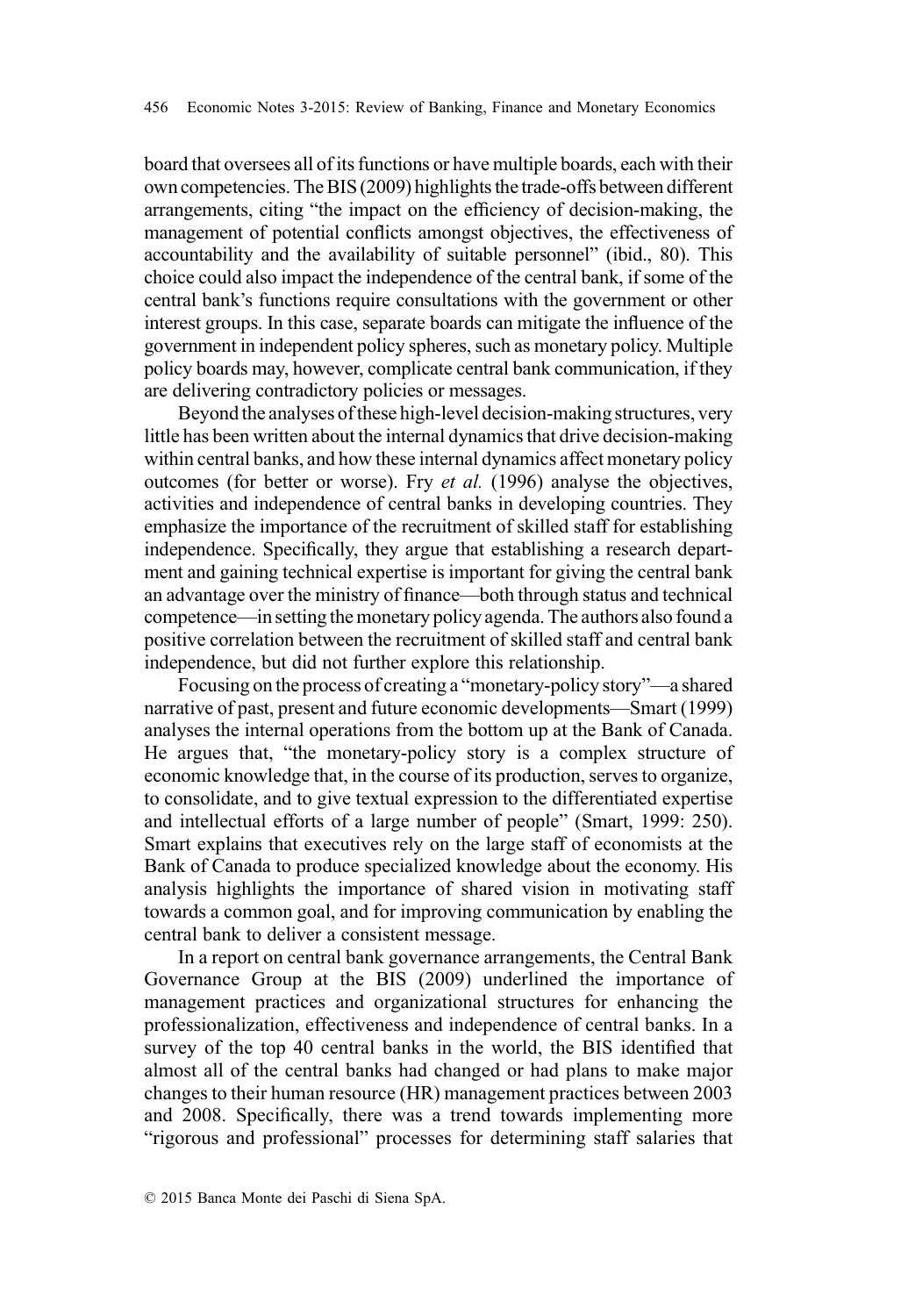board that oversees all of its functions or have multiple boards, each with their own competencies. The BIS (2009) highlights the trade-offs between different arrangements, citing "the impact on the efficiency of decision-making, the management of potential conflicts amongst objectives, the effectiveness of accountability and the availability of suitable personnel" (ibid., 80). This choice could also impact the independence of the central bank, if some of the central bank's functions require consultations with the government or other interest groups. In this case, separate boards can mitigate the influence of the government in independent policy spheres, such as monetary policy. Multiple policy boards may, however, complicate central bank communication, if they are delivering contradictory policies or messages.

Beyond the analyses of these high-level decision-making structures, very little has been written about the internal dynamics that drive decision-making within central banks, and how these internal dynamics affect monetary policy outcomes (for better or worse). Fry *et al.* (1996) analyse the objectives, activities and independence of central banks in developing countries. They emphasize the importance of the recruitment of skilled staff for establishing independence. Specifically, they argue that establishing a research department and gaining technical expertise is important for giving the central bank an advantage over the ministry of finance—both through status and technical competence—in setting the monetary policy agenda. The authors also found a positive correlation between the recruitment of skilled staff and central bank independence, but did not further explore this relationship.

Focusing on the process of creating a "monetary-policy story"—a shared narrative of past, present and future economic developments—Smart (1999) analyses the internal operations from the bottom up at the Bank of Canada. He argues that, "the monetary-policy story is a complex structure of economic knowledge that, in the course of its production, serves to organize, to consolidate, and to give textual expression to the differentiated expertise and intellectual efforts of a large number of people" (Smart, 1999: 250). Smart explains that executives rely on the large staff of economists at the Bank of Canada to produce specialized knowledge about the economy. His analysis highlights the importance of shared vision in motivating staff towards a common goal, and for improving communication by enabling the central bank to deliver a consistent message.

In a report on central bank governance arrangements, the Central Bank Governance Group at the BIS (2009) underlined the importance of management practices and organizational structures for enhancing the professionalization, effectiveness and independence of central banks. In a survey of the top 40 central banks in the world, the BIS identified that almost all of the central banks had changed or had plans to make major changes to their human resource (HR) management practices between 2003 and 2008. Specifically, there was a trend towards implementing more "rigorous and professional" processes for determining staff salaries that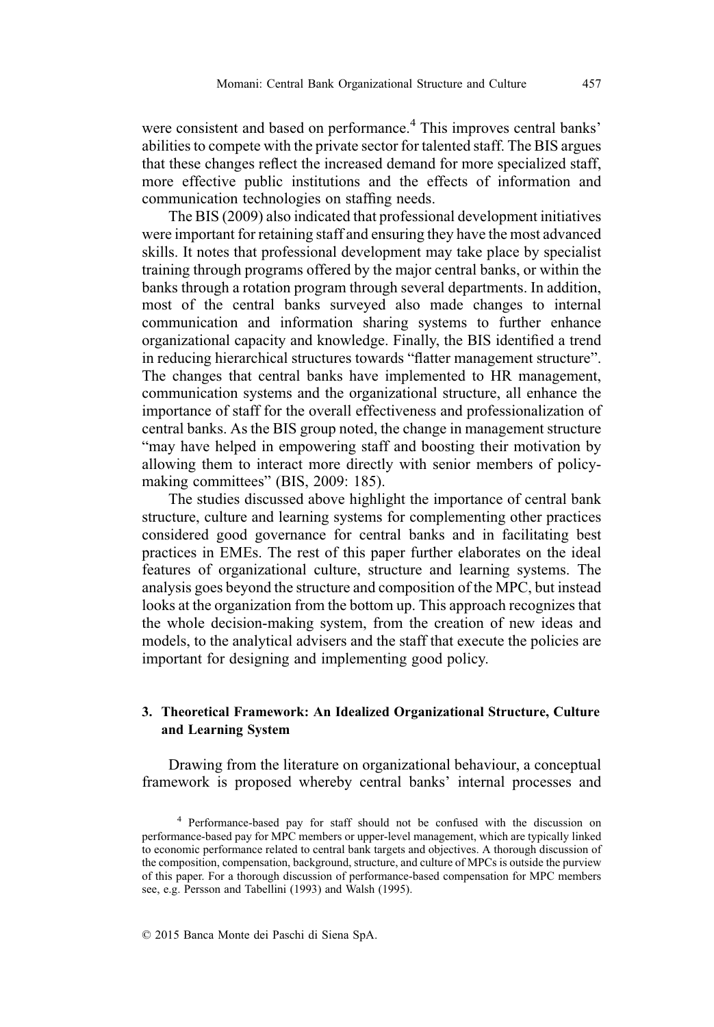were consistent and based on performance.[4] This improves central banks' abilities to compete with the private sector for talented staff. The BIS argues that these changes reflect the increased demand for more specialized staff, more effective public institutions and the effects of information and communication technologies on staffing needs.

The BIS (2009) also indicated that professional development initiatives were important for retaining staff and ensuring they have the most advanced skills. It notes that professional development may take place by specialist training through programs offered by the major central banks, or within the banks through a rotation program through several departments. In addition, most of the central banks surveyed also made changes to internal communication and information sharing systems to further enhance organizational capacity and knowledge. Finally, the BIS identified a trend in reducing hierarchical structures towards "flatter management structure". The changes that central banks have implemented to HR management, communication systems and the organizational structure, all enhance the importance of staff for the overall effectiveness and professionalization of central banks. As the BIS group noted, the change in management structure "may have helped in empowering staff and boosting their motivation by allowing them to interact more directly with senior members of policy-making committees" (BIS, 2009: 185).

The studies discussed above highlight the importance of central bank structure, culture and learning systems for complementing other practices considered good governance for central banks and in facilitating best practices in EMEs. The rest of this paper further elaborates on the ideal features of organizational culture, structure and learning systems. The analysis goes beyond the structure and composition of the MPC, but instead looks at the organization from the bottom up. This approach recognizes that the whole decision-making system, from the creation of new ideas and models, to the analytical advisers and the staff that execute the policies are important for designing and implementing good policy.

## 3. Theoretical Framework: An Idealized Organizational Structure, Culture and Learning System

Drawing from the literature on organizational behaviour, a conceptual framework is proposed whereby central banks' internal processes and

[4] Performance-based pay for staff should not be confused with the discussion on performance-based pay for MPC members or upper-level management, which are typically linked to economic performance related to central bank targets and objectives. A thorough discussion of the composition, compensation, background, structure, and culture of MPCs is outside the purview of this paper. For a thorough discussion of performance-based compensation for MPC members see, e.g. Persson and Tabellini (1993) and Walsh (1995).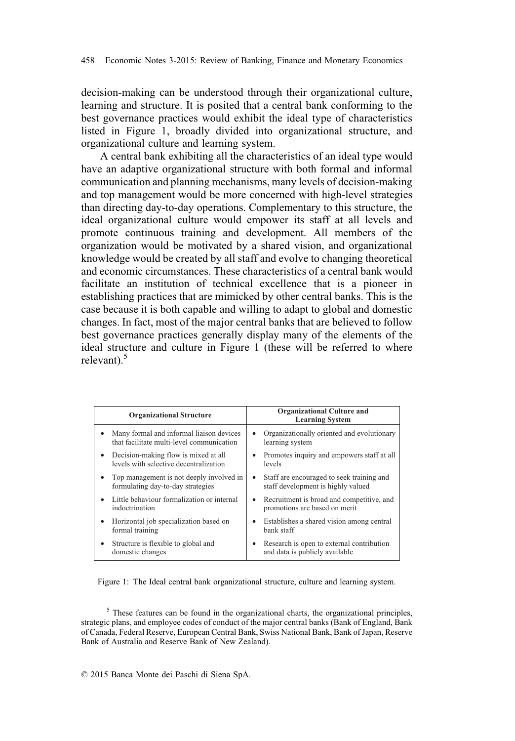decision-making can be understood through their organizational culture, learning and structure. It is posited that a central bank conforming to the best governance practices would exhibit the ideal type of characteristics listed in Figure 1, broadly divided into organizational structure, and organizational culture and learning system.

A central bank exhibiting all the characteristics of an ideal type would have an adaptive organizational structure with both formal and informal communication and planning mechanisms, many levels of decision-making and top management would be more concerned with high-level strategies than directing day-to-day operations. Complementary to this structure, the ideal organizational culture would empower its staff at all levels and promote continuous training and development. All members of the organization would be motivated by a shared vision, and organizational knowledge would be created by all staff and evolve to changing theoretical and economic circumstances. These characteristics of a central bank would facilitate an institution of technical excellence that is a pioneer in establishing practices that are mimicked by other central banks. This is the case because it is both capable and willing to adapt to global and domestic changes. In fact, most of the major central banks that are believed to follow best governance practices generally display many of the elements of the ideal structure and culture in Figure 1 (these will be referred to where relevant).[5]

| Organizational Structure | Organizational Culture and Learning System |
|---|---|
| • Many formal and informal liaison devices that facilitate multi-level communication | • Organizationally oriented and evolutionary learning system |
| • Decision-making flow is mixed at all levels with selective decentralization | • Promotes inquiry and empowers staff at all levels |
| • Top management is not deeply involved in formulating day-to-day strategies | • Staff are encouraged to seek training and staff development is highly valued |
| • Little behaviour formalization or internal indoctrination | • Recruitment is broad and competitive, and promotions are based on merit |
| • Horizontal job specialization based on formal training | • Establishes a shared vision among central bank staff |
| • Structure is flexible to global and domestic changes | • Research is open to external contribution and data is publicly available |

Figure 1: The Ideal central bank organizational structure, culture and learning system.

[5] These features can be found in the organizational charts, the organizational principles, strategic plans, and employee codes of conduct of the major central banks (Bank of England, Bank of Canada, Federal Reserve, European Central Bank, Swiss National Bank, Bank of Japan, Reserve Bank of Australia and Reserve Bank of New Zealand).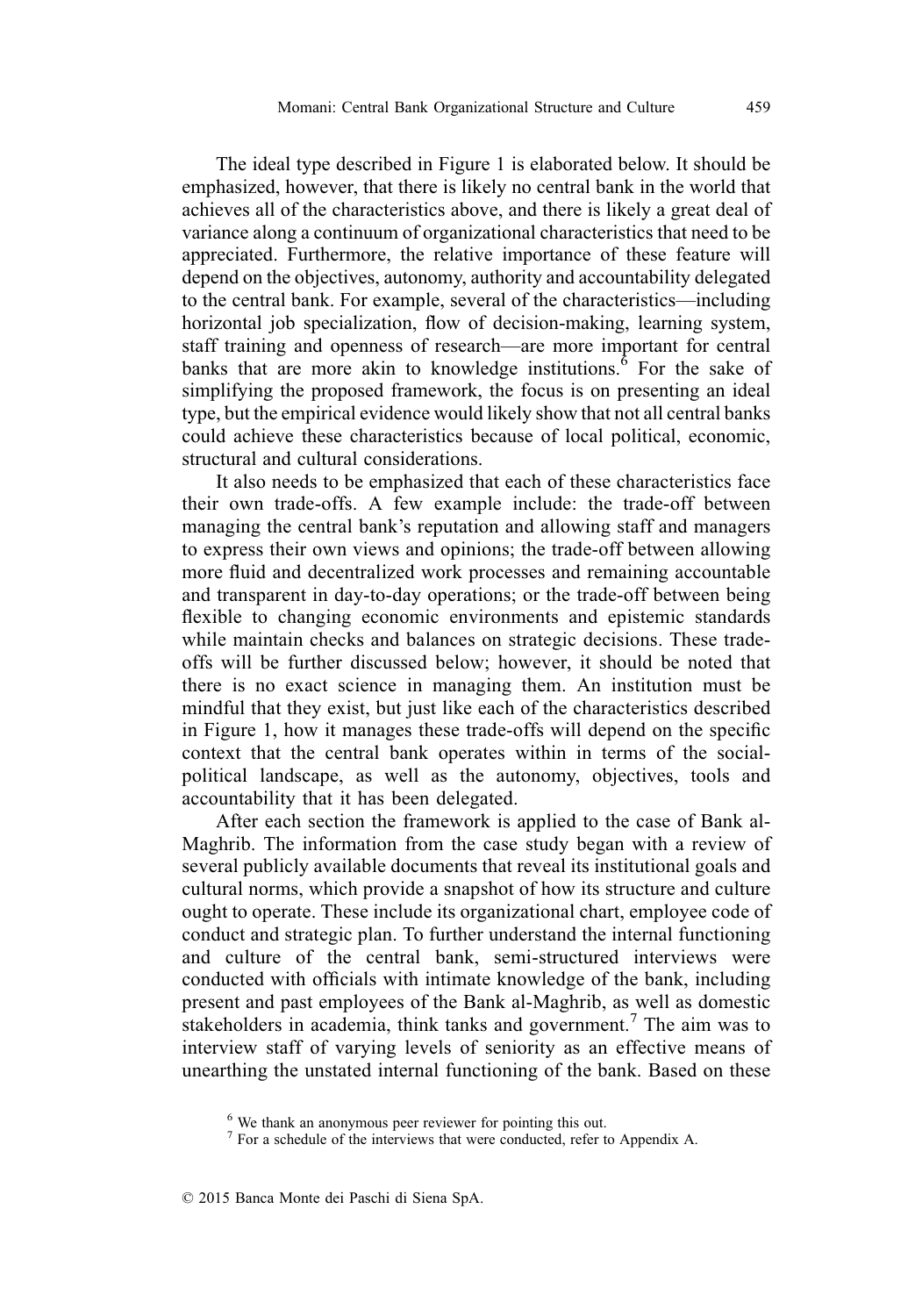The ideal type described in Figure 1 is elaborated below. It should be emphasized, however, that there is likely no central bank in the world that achieves all of the characteristics above, and there is likely a great deal of variance along a continuum of organizational characteristics that need to be appreciated. Furthermore, the relative importance of these feature will depend on the objectives, autonomy, authority and accountability delegated to the central bank. For example, several of the characteristics—including horizontal job specialization, flow of decision-making, learning system, staff training and openness of research—are more important for central banks that are more akin to knowledge institutions.[6] For the sake of simplifying the proposed framework, the focus is on presenting an ideal type, but the empirical evidence would likely show that not all central banks could achieve these characteristics because of local political, economic, structural and cultural considerations.

It also needs to be emphasized that each of these characteristics face their own trade-offs. A few example include: the trade-off between managing the central bank's reputation and allowing staff and managers to express their own views and opinions; the trade-off between allowing more fluid and decentralized work processes and remaining accountable and transparent in day-to-day operations; or the trade-off between being flexible to changing economic environments and epistemic standards while maintain checks and balances on strategic decisions. These trade-offs will be further discussed below; however, it should be noted that there is no exact science in managing them. An institution must be mindful that they exist, but just like each of the characteristics described in Figure 1, how it manages these trade-offs will depend on the specific context that the central bank operates within in terms of the social-political landscape, as well as the autonomy, objectives, tools and accountability that it has been delegated.

After each section the framework is applied to the case of Bank al-Maghrib. The information from the case study began with a review of several publicly available documents that reveal its institutional goals and cultural norms, which provide a snapshot of how its structure and culture ought to operate. These include its organizational chart, employee code of conduct and strategic plan. To further understand the internal functioning and culture of the central bank, semi-structured interviews were conducted with officials with intimate knowledge of the bank, including present and past employees of the Bank al-Maghrib, as well as domestic stakeholders in academia, think tanks and government.[7] The aim was to interview staff of varying levels of seniority as an effective means of unearthing the unstated internal functioning of the bank. Based on these

[6] We thank an anonymous peer reviewer for pointing this out.

[7] For a schedule of the interviews that were conducted, refer to Appendix A.

© 2015 Banca Monte dei Paschi di Siena SpA.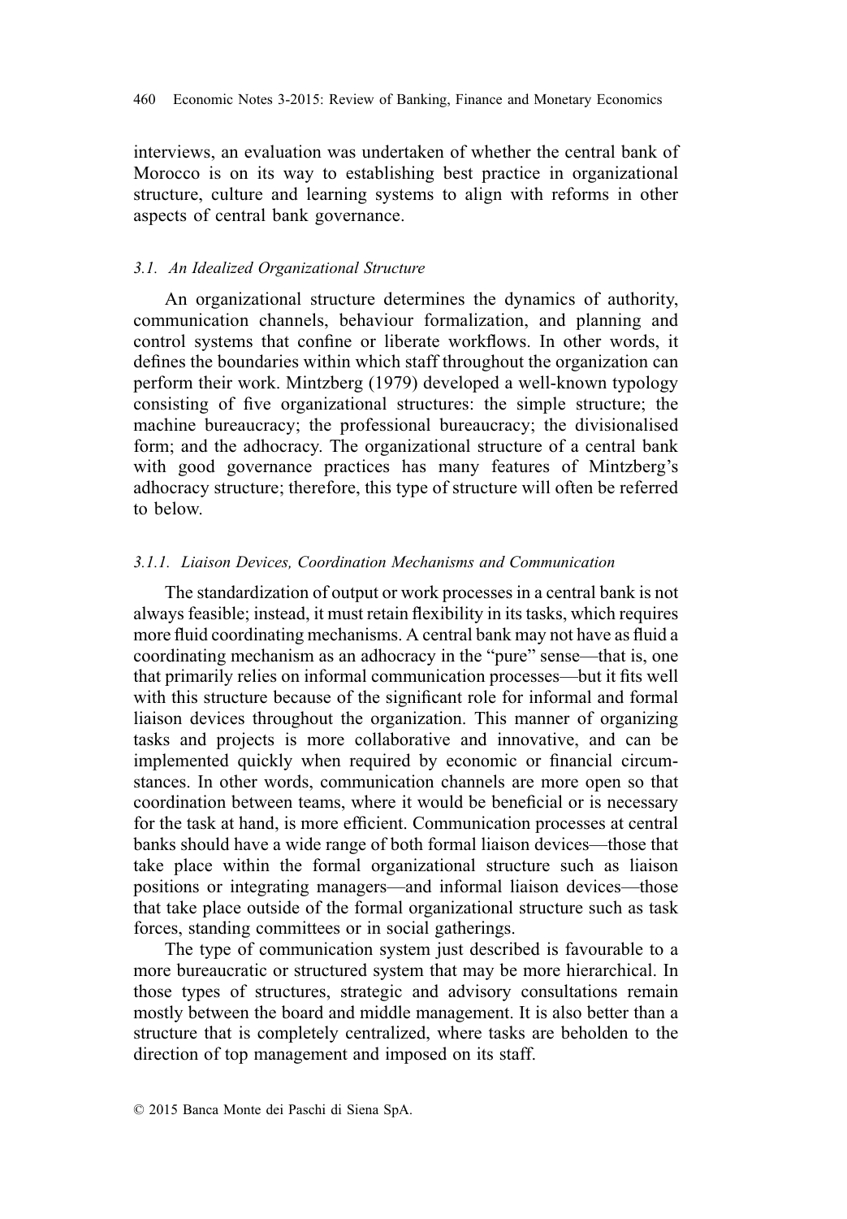interviews, an evaluation was undertaken of whether the central bank of Morocco is on its way to establishing best practice in organizational structure, culture and learning systems to align with reforms in other aspects of central bank governance.

### *3.1. An Idealized Organizational Structure*

An organizational structure determines the dynamics of authority, communication channels, behaviour formalization, and planning and control systems that confine or liberate workflows. In other words, it defines the boundaries within which staff throughout the organization can perform their work. Mintzberg (1979) developed a well-known typology consisting of five organizational structures: the simple structure; the machine bureaucracy; the professional bureaucracy; the divisionalised form; and the adhocracy. The organizational structure of a central bank with good governance practices has many features of Mintzberg's adhocracy structure; therefore, this type of structure will often be referred to below.

#### *3.1.1. Liaison Devices, Coordination Mechanisms and Communication*

The standardization of output or work processes in a central bank is not always feasible; instead, it must retain flexibility in its tasks, which requires more fluid coordinating mechanisms. A central bank may not have as fluid a coordinating mechanism as an adhocracy in the "pure" sense—that is, one that primarily relies on informal communication processes—but it fits well with this structure because of the significant role for informal and formal liaison devices throughout the organization. This manner of organizing tasks and projects is more collaborative and innovative, and can be implemented quickly when required by economic or financial circumstances. In other words, communication channels are more open so that coordination between teams, where it would be beneficial or is necessary for the task at hand, is more efficient. Communication processes at central banks should have a wide range of both formal liaison devices—those that take place within the formal organizational structure such as liaison positions or integrating managers—and informal liaison devices—those that take place outside of the formal organizational structure such as task forces, standing committees or in social gatherings.

The type of communication system just described is favourable to a more bureaucratic or structured system that may be more hierarchical. In those types of structures, strategic and advisory consultations remain mostly between the board and middle management. It is also better than a structure that is completely centralized, where tasks are beholden to the direction of top management and imposed on its staff.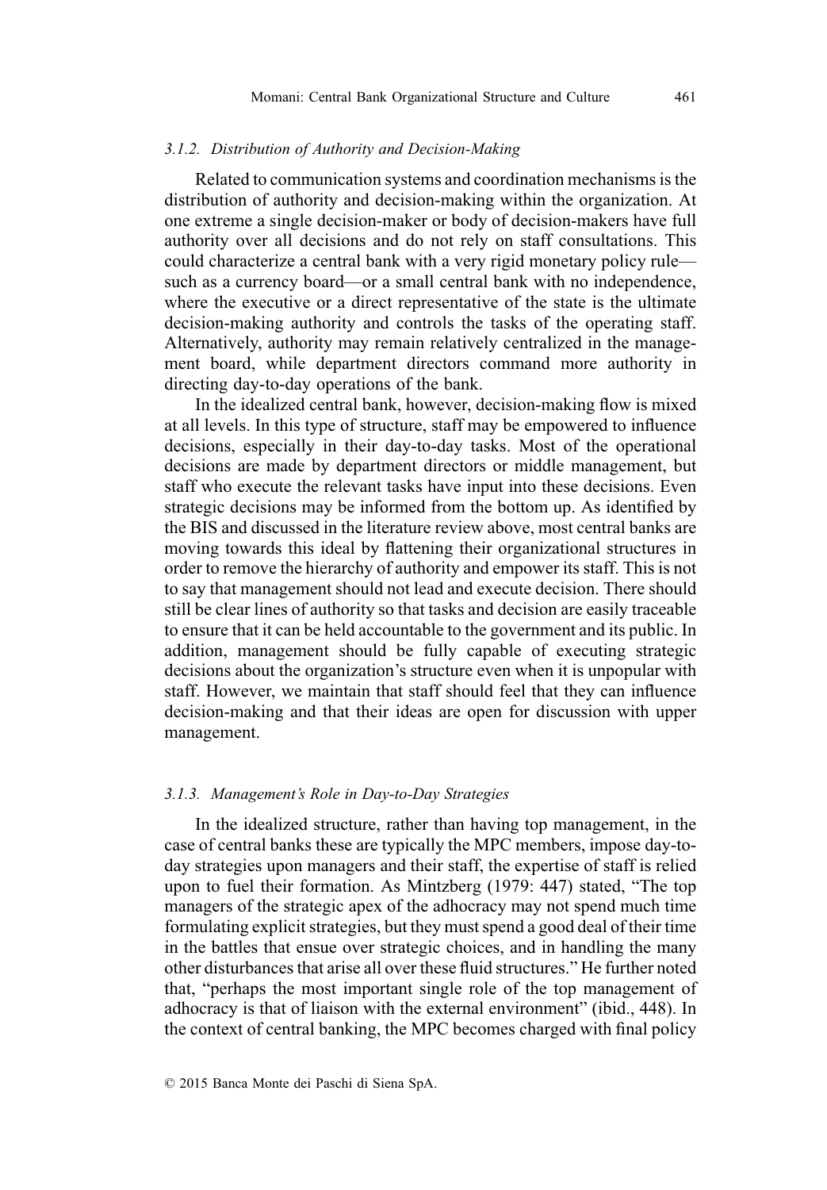### *3.1.2. Distribution of Authority and Decision-Making*

Related to communication systems and coordination mechanisms is the distribution of authority and decision-making within the organization. At one extreme a single decision-maker or body of decision-makers have full authority over all decisions and do not rely on staff consultations. This could characterize a central bank with a very rigid monetary policy rule—such as a currency board—or a small central bank with no independence, where the executive or a direct representative of the state is the ultimate decision-making authority and controls the tasks of the operating staff. Alternatively, authority may remain relatively centralized in the management board, while department directors command more authority in directing day-to-day operations of the bank.

In the idealized central bank, however, decision-making flow is mixed at all levels. In this type of structure, staff may be empowered to influence decisions, especially in their day-to-day tasks. Most of the operational decisions are made by department directors or middle management, but staff who execute the relevant tasks have input into these decisions. Even strategic decisions may be informed from the bottom up. As identified by the BIS and discussed in the literature review above, most central banks are moving towards this ideal by flattening their organizational structures in order to remove the hierarchy of authority and empower its staff. This is not to say that management should not lead and execute decision. There should still be clear lines of authority so that tasks and decision are easily traceable to ensure that it can be held accountable to the government and its public. In addition, management should be fully capable of executing strategic decisions about the organization's structure even when it is unpopular with staff. However, we maintain that staff should feel that they can influence decision-making and that their ideas are open for discussion with upper management.

### *3.1.3. Management's Role in Day-to-Day Strategies*

In the idealized structure, rather than having top management, in the case of central banks these are typically the MPC members, impose day-to-day strategies upon managers and their staff, the expertise of staff is relied upon to fuel their formation. As Mintzberg (1979: 447) stated, "The top managers of the strategic apex of the adhocracy may not spend much time formulating explicit strategies, but they must spend a good deal of their time in the battles that ensue over strategic choices, and in handling the many other disturbances that arise all over these fluid structures." He further noted that, "perhaps the most important single role of the top management of adhocracy is that of liaison with the external environment" (ibid., 448). In the context of central banking, the MPC becomes charged with final policy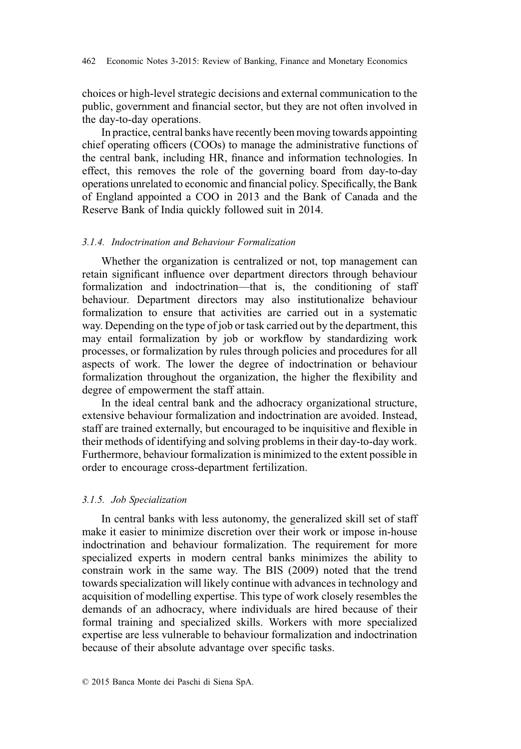choices or high-level strategic decisions and external communication to the public, government and financial sector, but they are not often involved in the day-to-day operations.

In practice, central banks have recently been moving towards appointing chief operating officers (COOs) to manage the administrative functions of the central bank, including HR, finance and information technologies. In effect, this removes the role of the governing board from day-to-day operations unrelated to economic and financial policy. Specifically, the Bank of England appointed a COO in 2013 and the Bank of Canada and the Reserve Bank of India quickly followed suit in 2014.

#### *3.1.4. Indoctrination and Behaviour Formalization*

Whether the organization is centralized or not, top management can retain significant influence over department directors through behaviour formalization and indoctrination—that is, the conditioning of staff behaviour. Department directors may also institutionalize behaviour formalization to ensure that activities are carried out in a systematic way. Depending on the type of job or task carried out by the department, this may entail formalization by job or workflow by standardizing work processes, or formalization by rules through policies and procedures for all aspects of work. The lower the degree of indoctrination or behaviour formalization throughout the organization, the higher the flexibility and degree of empowerment the staff attain.

In the ideal central bank and the adhocracy organizational structure, extensive behaviour formalization and indoctrination are avoided. Instead, staff are trained externally, but encouraged to be inquisitive and flexible in their methods of identifying and solving problems in their day-to-day work. Furthermore, behaviour formalization is minimized to the extent possible in order to encourage cross-department fertilization.

#### *3.1.5. Job Specialization*

In central banks with less autonomy, the generalized skill set of staff make it easier to minimize discretion over their work or impose in-house indoctrination and behaviour formalization. The requirement for more specialized experts in modern central banks minimizes the ability to constrain work in the same way. The BIS (2009) noted that the trend towards specialization will likely continue with advances in technology and acquisition of modelling expertise. This type of work closely resembles the demands of an adhocracy, where individuals are hired because of their formal training and specialized skills. Workers with more specialized expertise are less vulnerable to behaviour formalization and indoctrination because of their absolute advantage over specific tasks.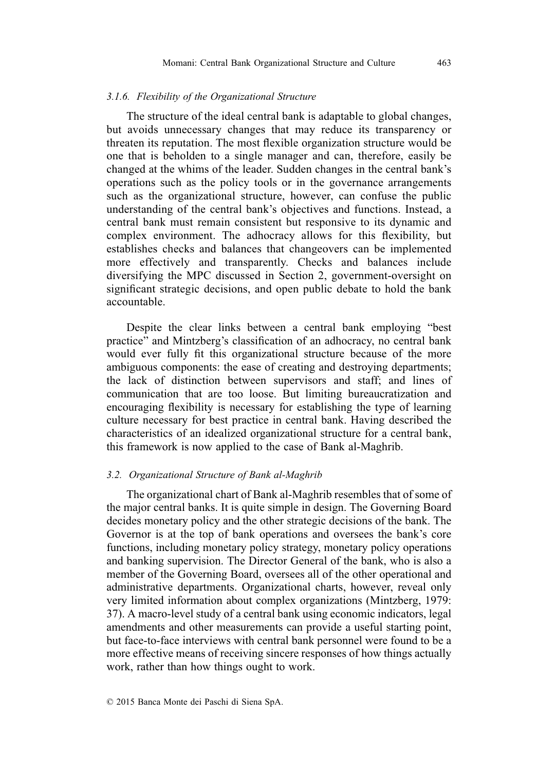### 3.1.6. *Flexibility of the Organizational Structure*

The structure of the ideal central bank is adaptable to global changes, but avoids unnecessary changes that may reduce its transparency or threaten its reputation. The most flexible organization structure would be one that is beholden to a single manager and can, therefore, easily be changed at the whims of the leader. Sudden changes in the central bank's operations such as the policy tools or in the governance arrangements such as the organizational structure, however, can confuse the public understanding of the central bank's objectives and functions. Instead, a central bank must remain consistent but responsive to its dynamic and complex environment. The adhocracy allows for this flexibility, but establishes checks and balances that changeovers can be implemented more effectively and transparently. Checks and balances include diversifying the MPC discussed in Section 2, government-oversight on significant strategic decisions, and open public debate to hold the bank accountable.

Despite the clear links between a central bank employing "best practice" and Mintzberg's classification of an adhocracy, no central bank would ever fully fit this organizational structure because of the more ambiguous components: the ease of creating and destroying departments; the lack of distinction between supervisors and staff; and lines of communication that are too loose. But limiting bureaucratization and encouraging flexibility is necessary for establishing the type of learning culture necessary for best practice in central bank. Having described the characteristics of an idealized organizational structure for a central bank, this framework is now applied to the case of Bank al-Maghrib.

### 3.2. *Organizational Structure of Bank al-Maghrib*

The organizational chart of Bank al-Maghrib resembles that of some of the major central banks. It is quite simple in design. The Governing Board decides monetary policy and the other strategic decisions of the bank. The Governor is at the top of bank operations and oversees the bank's core functions, including monetary policy strategy, monetary policy operations and banking supervision. The Director General of the bank, who is also a member of the Governing Board, oversees all of the other operational and administrative departments. Organizational charts, however, reveal only very limited information about complex organizations (Mintzberg, 1979: 37). A macro-level study of a central bank using economic indicators, legal amendments and other measurements can provide a useful starting point, but face-to-face interviews with central bank personnel were found to be a more effective means of receiving sincere responses of how things actually work, rather than how things ought to work.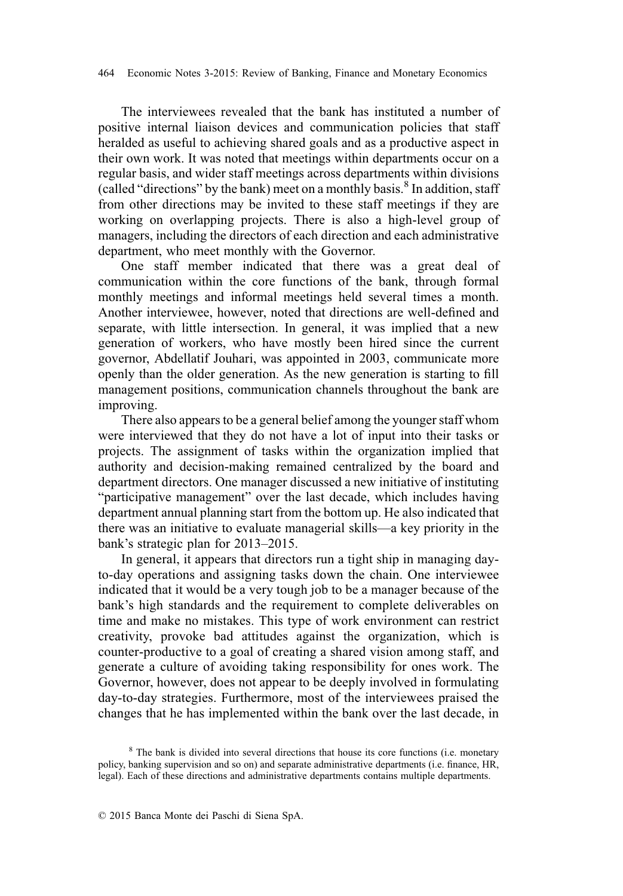The interviewees revealed that the bank has instituted a number of positive internal liaison devices and communication policies that staff heralded as useful to achieving shared goals and as a productive aspect in their own work. It was noted that meetings within departments occur on a regular basis, and wider staff meetings across departments within divisions (called "directions" by the bank) meet on a monthly basis.[8] In addition, staff from other directions may be invited to these staff meetings if they are working on overlapping projects. There is also a high-level group of managers, including the directors of each direction and each administrative department, who meet monthly with the Governor.

One staff member indicated that there was a great deal of communication within the core functions of the bank, through formal monthly meetings and informal meetings held several times a month. Another interviewee, however, noted that directions are well-defined and separate, with little intersection. In general, it was implied that a new generation of workers, who have mostly been hired since the current governor, Abdellatif Jouhari, was appointed in 2003, communicate more openly than the older generation. As the new generation is starting to fill management positions, communication channels throughout the bank are improving.

There also appears to be a general belief among the younger staff whom were interviewed that they do not have a lot of input into their tasks or projects. The assignment of tasks within the organization implied that authority and decision-making remained centralized by the board and department directors. One manager discussed a new initiative of instituting "participative management" over the last decade, which includes having department annual planning start from the bottom up. He also indicated that there was an initiative to evaluate managerial skills—a key priority in the bank's strategic plan for 2013–2015.

In general, it appears that directors run a tight ship in managing day-to-day operations and assigning tasks down the chain. One interviewee indicated that it would be a very tough job to be a manager because of the bank's high standards and the requirement to complete deliverables on time and make no mistakes. This type of work environment can restrict creativity, provoke bad attitudes against the organization, which is counter-productive to a goal of creating a shared vision among staff, and generate a culture of avoiding taking responsibility for ones work. The Governor, however, does not appear to be deeply involved in formulating day-to-day strategies. Furthermore, most of the interviewees praised the changes that he has implemented within the bank over the last decade, in

[8] The bank is divided into several directions that house its core functions (i.e. monetary policy, banking supervision and so on) and separate administrative departments (i.e. finance, HR, legal). Each of these directions and administrative departments contains multiple departments.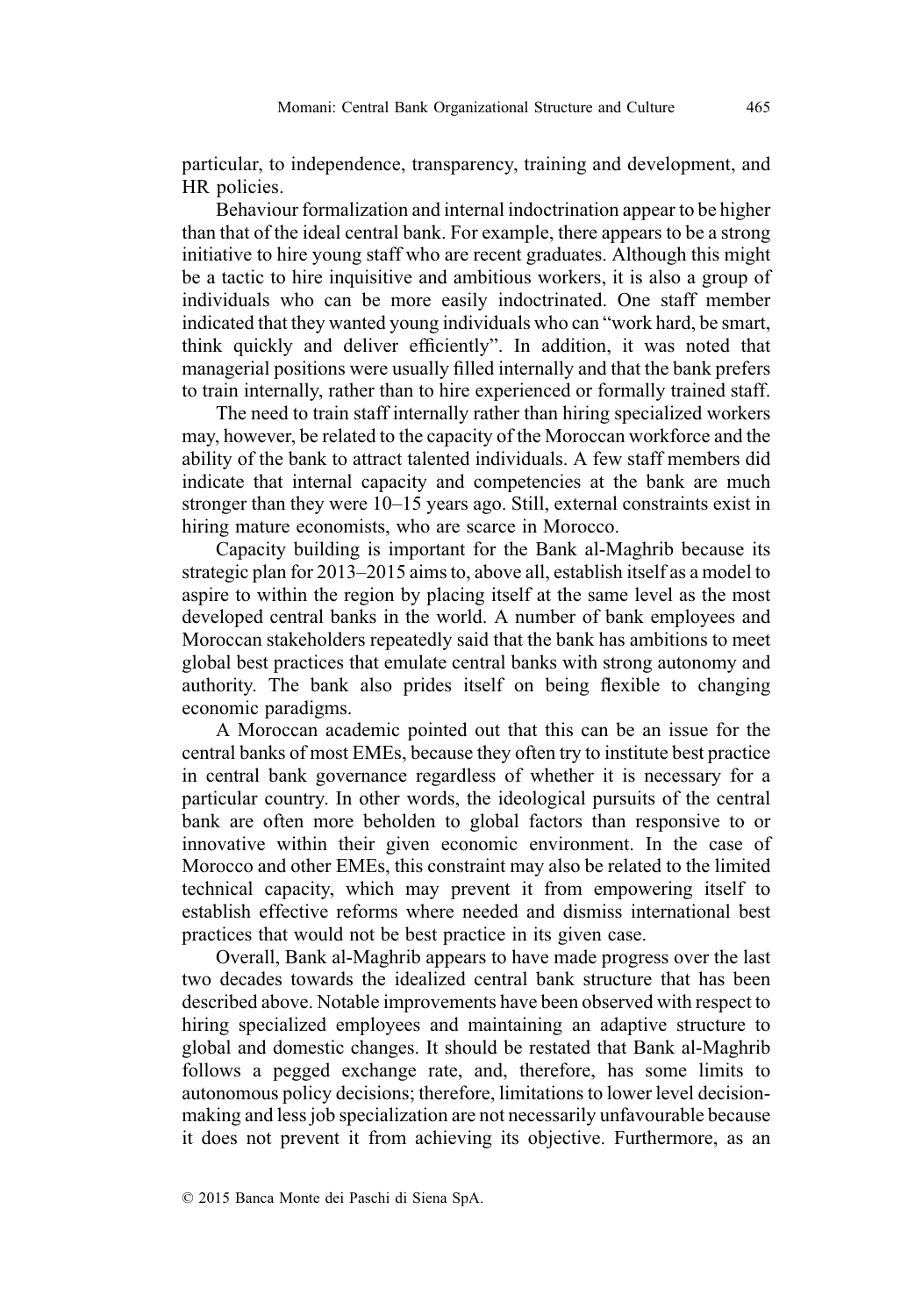particular, to independence, transparency, training and development, and HR policies.

Behaviour formalization and internal indoctrination appear to be higher than that of the ideal central bank. For example, there appears to be a strong initiative to hire young staff who are recent graduates. Although this might be a tactic to hire inquisitive and ambitious workers, it is also a group of individuals who can be more easily indoctrinated. One staff member indicated that they wanted young individuals who can "work hard, be smart, think quickly and deliver efficiently". In addition, it was noted that managerial positions were usually filled internally and that the bank prefers to train internally, rather than to hire experienced or formally trained staff.

The need to train staff internally rather than hiring specialized workers may, however, be related to the capacity of the Moroccan workforce and the ability of the bank to attract talented individuals. A few staff members did indicate that internal capacity and competencies at the bank are much stronger than they were 10–15 years ago. Still, external constraints exist in hiring mature economists, who are scarce in Morocco.

Capacity building is important for the Bank al-Maghrib because its strategic plan for 2013–2015 aims to, above all, establish itself as a model to aspire to within the region by placing itself at the same level as the most developed central banks in the world. A number of bank employees and Moroccan stakeholders repeatedly said that the bank has ambitions to meet global best practices that emulate central banks with strong autonomy and authority. The bank also prides itself on being flexible to changing economic paradigms.

A Moroccan academic pointed out that this can be an issue for the central banks of most EMEs, because they often try to institute best practice in central bank governance regardless of whether it is necessary for a particular country. In other words, the ideological pursuits of the central bank are often more beholden to global factors than responsive to or innovative within their given economic environment. In the case of Morocco and other EMEs, this constraint may also be related to the limited technical capacity, which may prevent it from empowering itself to establish effective reforms where needed and dismiss international best practices that would not be best practice in its given case.

Overall, Bank al-Maghrib appears to have made progress over the last two decades towards the idealized central bank structure that has been described above. Notable improvements have been observed with respect to hiring specialized employees and maintaining an adaptive structure to global and domestic changes. It should be restated that Bank al-Maghrib follows a pegged exchange rate, and, therefore, has some limits to autonomous policy decisions; therefore, limitations to lower level decision-making and less job specialization are not necessarily unfavourable because it does not prevent it from achieving its objective. Furthermore, as an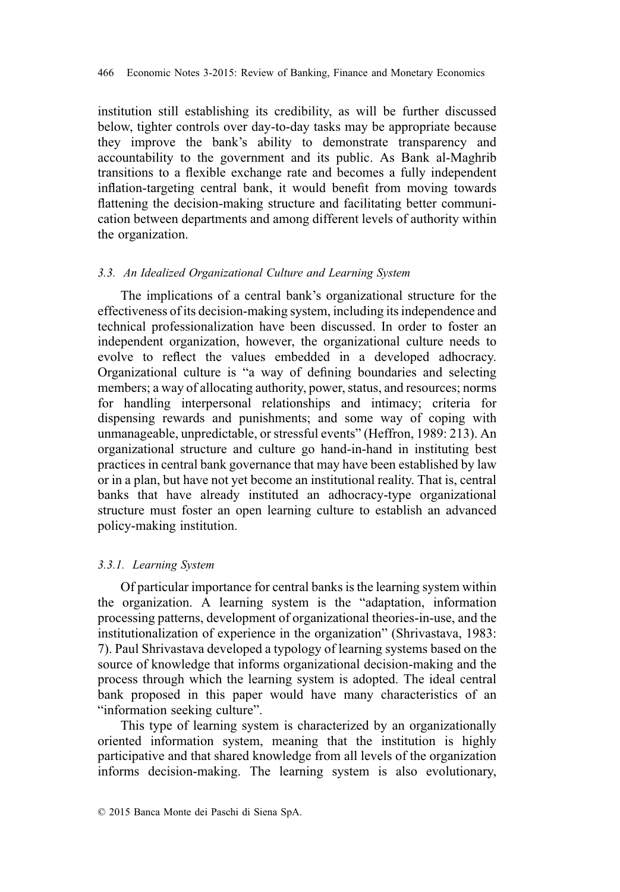institution still establishing its credibility, as will be further discussed below, tighter controls over day-to-day tasks may be appropriate because they improve the bank's ability to demonstrate transparency and accountability to the government and its public. As Bank al-Maghrib transitions to a flexible exchange rate and becomes a fully independent inflation-targeting central bank, it would benefit from moving towards flattening the decision-making structure and facilitating better communication between departments and among different levels of authority within the organization.

### *3.3. An Idealized Organizational Culture and Learning System*

The implications of a central bank's organizational structure for the effectiveness of its decision-making system, including its independence and technical professionalization have been discussed. In order to foster an independent organization, however, the organizational culture needs to evolve to reflect the values embedded in a developed adhocracy. Organizational culture is "a way of defining boundaries and selecting members; a way of allocating authority, power, status, and resources; norms for handling interpersonal relationships and intimacy; criteria for dispensing rewards and punishments; and some way of coping with unmanageable, unpredictable, or stressful events" (Heffron, 1989: 213). An organizational structure and culture go hand-in-hand in instituting best practices in central bank governance that may have been established by law or in a plan, but have not yet become an institutional reality. That is, central banks that have already instituted an adhocracy-type organizational structure must foster an open learning culture to establish an advanced policy-making institution.

#### *3.3.1. Learning System*

Of particular importance for central banks is the learning system within the organization. A learning system is the "adaptation, information processing patterns, development of organizational theories-in-use, and the institutionalization of experience in the organization" (Shrivastava, 1983: 7). Paul Shrivastava developed a typology of learning systems based on the source of knowledge that informs organizational decision-making and the process through which the learning system is adopted. The ideal central bank proposed in this paper would have many characteristics of an "information seeking culture".

This type of learning system is characterized by an organizationally oriented information system, meaning that the institution is highly participative and that shared knowledge from all levels of the organization informs decision-making. The learning system is also evolutionary,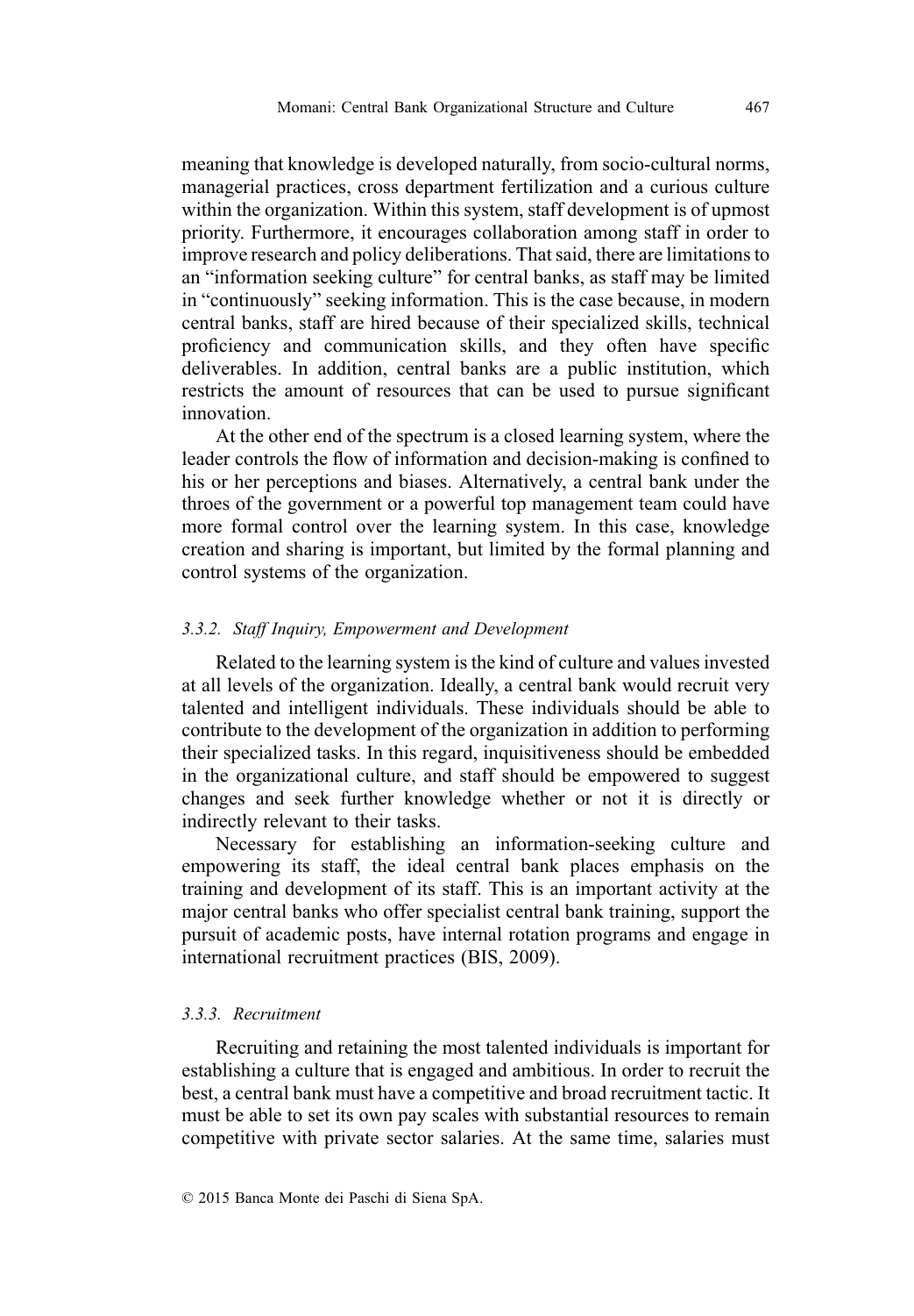meaning that knowledge is developed naturally, from socio-cultural norms, managerial practices, cross department fertilization and a curious culture within the organization. Within this system, staff development is of upmost priority. Furthermore, it encourages collaboration among staff in order to improve research and policy deliberations. That said, there are limitations to an "information seeking culture" for central banks, as staff may be limited in "continuously" seeking information. This is the case because, in modern central banks, staff are hired because of their specialized skills, technical proficiency and communication skills, and they often have specific deliverables. In addition, central banks are a public institution, which restricts the amount of resources that can be used to pursue significant innovation.

At the other end of the spectrum is a closed learning system, where the leader controls the flow of information and decision-making is confined to his or her perceptions and biases. Alternatively, a central bank under the throes of the government or a powerful top management team could have more formal control over the learning system. In this case, knowledge creation and sharing is important, but limited by the formal planning and control systems of the organization.

#### *3.3.2. Staff Inquiry, Empowerment and Development*

Related to the learning system is the kind of culture and values invested at all levels of the organization. Ideally, a central bank would recruit very talented and intelligent individuals. These individuals should be able to contribute to the development of the organization in addition to performing their specialized tasks. In this regard, inquisitiveness should be embedded in the organizational culture, and staff should be empowered to suggest changes and seek further knowledge whether or not it is directly or indirectly relevant to their tasks.

Necessary for establishing an information-seeking culture and empowering its staff, the ideal central bank places emphasis on the training and development of its staff. This is an important activity at the major central banks who offer specialist central bank training, support the pursuit of academic posts, have internal rotation programs and engage in international recruitment practices (BIS, 2009).

#### *3.3.3. Recruitment*

Recruiting and retaining the most talented individuals is important for establishing a culture that is engaged and ambitious. In order to recruit the best, a central bank must have a competitive and broad recruitment tactic. It must be able to set its own pay scales with substantial resources to remain competitive with private sector salaries. At the same time, salaries must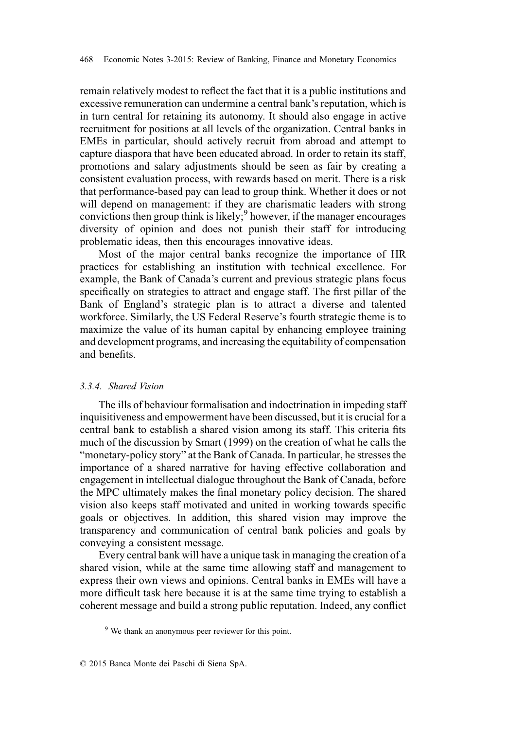remain relatively modest to reflect the fact that it is a public institutions and excessive remuneration can undermine a central bank's reputation, which is in turn central for retaining its autonomy. It should also engage in active recruitment for positions at all levels of the organization. Central banks in EMEs in particular, should actively recruit from abroad and attempt to capture diaspora that have been educated abroad. In order to retain its staff, promotions and salary adjustments should be seen as fair by creating a consistent evaluation process, with rewards based on merit. There is a risk that performance-based pay can lead to group think. Whether it does or not will depend on management: if they are charismatic leaders with strong convictions then group think is likely;[9] however, if the manager encourages diversity of opinion and does not punish their staff for introducing problematic ideas, then this encourages innovative ideas.

Most of the major central banks recognize the importance of HR practices for establishing an institution with technical excellence. For example, the Bank of Canada's current and previous strategic plans focus specifically on strategies to attract and engage staff. The first pillar of the Bank of England's strategic plan is to attract a diverse and talented workforce. Similarly, the US Federal Reserve's fourth strategic theme is to maximize the value of its human capital by enhancing employee training and development programs, and increasing the equitability of compensation and benefits.

### *3.3.4. Shared Vision*

The ills of behaviour formalisation and indoctrination in impeding staff inquisitiveness and empowerment have been discussed, but it is crucial for a central bank to establish a shared vision among its staff. This criteria fits much of the discussion by Smart (1999) on the creation of what he calls the "monetary-policy story" at the Bank of Canada. In particular, he stresses the importance of a shared narrative for having effective collaboration and engagement in intellectual dialogue throughout the Bank of Canada, before the MPC ultimately makes the final monetary policy decision. The shared vision also keeps staff motivated and united in working towards specific goals or objectives. In addition, this shared vision may improve the transparency and communication of central bank policies and goals by conveying a consistent message.

Every central bank will have a unique task in managing the creation of a shared vision, while at the same time allowing staff and management to express their own views and opinions. Central banks in EMEs will have a more difficult task here because it is at the same time trying to establish a coherent message and build a strong public reputation. Indeed, any conflict

[9] We thank an anonymous peer reviewer for this point.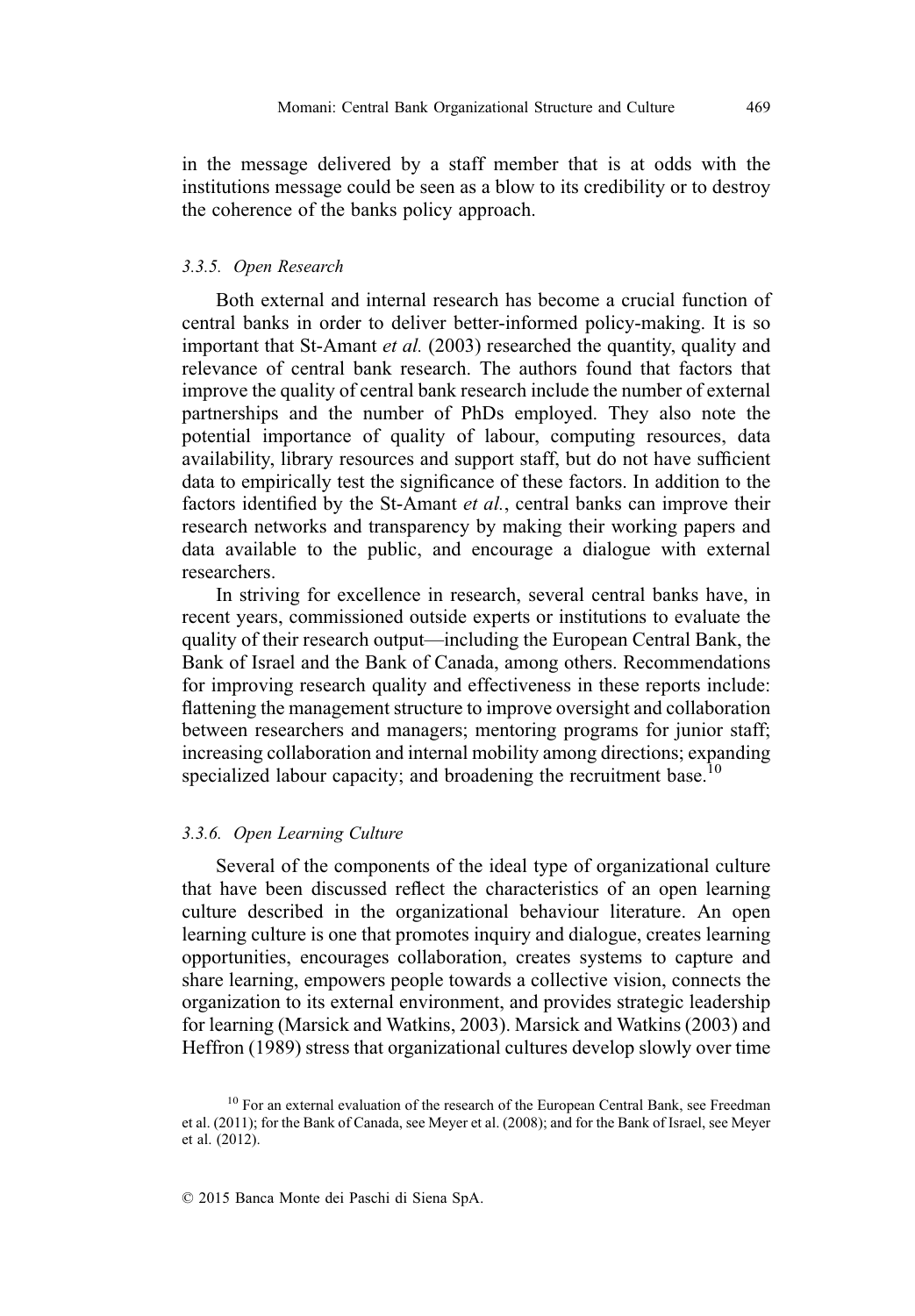in the message delivered by a staff member that is at odds with the institutions message could be seen as a blow to its credibility or to destroy the coherence of the banks policy approach.

### *3.3.5. Open Research*

Both external and internal research has become a crucial function of central banks in order to deliver better-informed policy-making. It is so important that St-Amant *et al.* (2003) researched the quantity, quality and relevance of central bank research. The authors found that factors that improve the quality of central bank research include the number of external partnerships and the number of PhDs employed. They also note the potential importance of quality of labour, computing resources, data availability, library resources and support staff, but do not have sufficient data to empirically test the significance of these factors. In addition to the factors identified by the St-Amant *et al.*, central banks can improve their research networks and transparency by making their working papers and data available to the public, and encourage a dialogue with external researchers.

In striving for excellence in research, several central banks have, in recent years, commissioned outside experts or institutions to evaluate the quality of their research output—including the European Central Bank, the Bank of Israel and the Bank of Canada, among others. Recommendations for improving research quality and effectiveness in these reports include: flattening the management structure to improve oversight and collaboration between researchers and managers; mentoring programs for junior staff; increasing collaboration and internal mobility among directions; expanding specialized labour capacity; and broadening the recruitment base.[10]

### *3.3.6. Open Learning Culture*

Several of the components of the ideal type of organizational culture that have been discussed reflect the characteristics of an open learning culture described in the organizational behaviour literature. An open learning culture is one that promotes inquiry and dialogue, creates learning opportunities, encourages collaboration, creates systems to capture and share learning, empowers people towards a collective vision, connects the organization to its external environment, and provides strategic leadership for learning (Marsick and Watkins, 2003). Marsick and Watkins (2003) and Heffron (1989) stress that organizational cultures develop slowly over time

[10] For an external evaluation of the research of the European Central Bank, see Freedman et al. (2011); for the Bank of Canada, see Meyer et al. (2008); and for the Bank of Israel, see Meyer et al. (2012).

© 2015 Banca Monte dei Paschi di Siena SpA.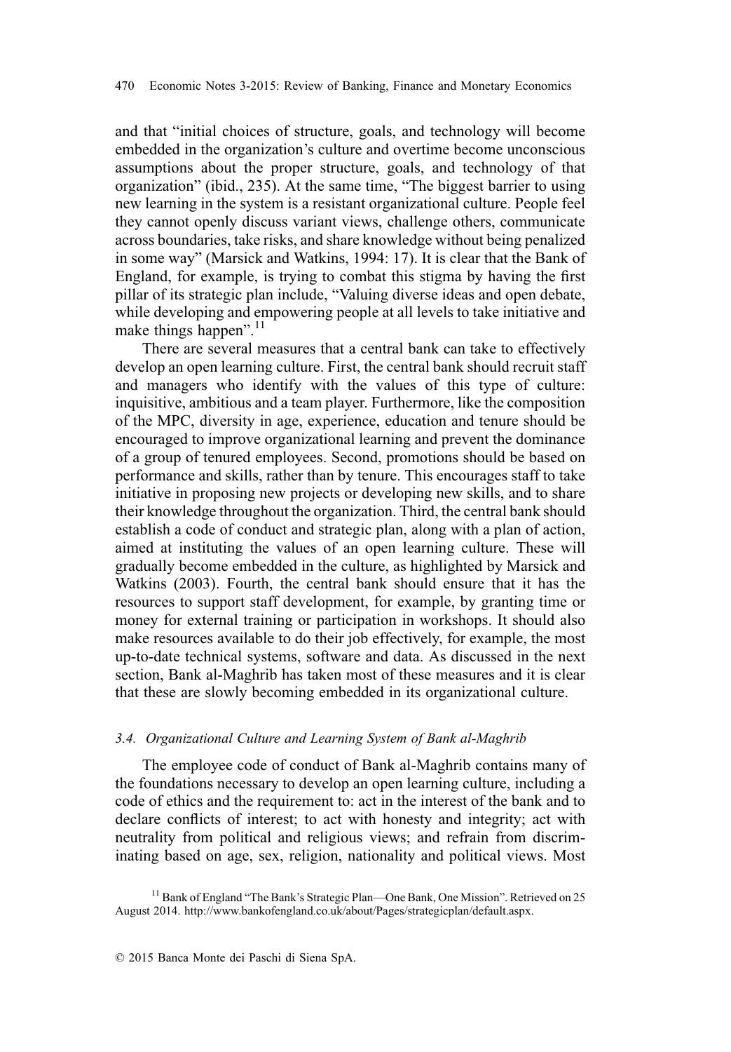and that "initial choices of structure, goals, and technology will become embedded in the organization's culture and overtime become unconscious assumptions about the proper structure, goals, and technology of that organization" (ibid., 235). At the same time, "The biggest barrier to using new learning in the system is a resistant organizational culture. People feel they cannot openly discuss variant views, challenge others, communicate across boundaries, take risks, and share knowledge without being penalized in some way" (Marsick and Watkins, 1994: 17). It is clear that the Bank of England, for example, is trying to combat this stigma by having the first pillar of its strategic plan include, "Valuing diverse ideas and open debate, while developing and empowering people at all levels to take initiative and make things happen".[11]

There are several measures that a central bank can take to effectively develop an open learning culture. First, the central bank should recruit staff and managers who identify with the values of this type of culture: inquisitive, ambitious and a team player. Furthermore, like the composition of the MPC, diversity in age, experience, education and tenure should be encouraged to improve organizational learning and prevent the dominance of a group of tenured employees. Second, promotions should be based on performance and skills, rather than by tenure. This encourages staff to take initiative in proposing new projects or developing new skills, and to share their knowledge throughout the organization. Third, the central bank should establish a code of conduct and strategic plan, along with a plan of action, aimed at instituting the values of an open learning culture. These will gradually become embedded in the culture, as highlighted by Marsick and Watkins (2003). Fourth, the central bank should ensure that it has the resources to support staff development, for example, by granting time or money for external training or participation in workshops. It should also make resources available to do their job effectively, for example, the most up-to-date technical systems, software and data. As discussed in the next section, Bank al-Maghrib has taken most of these measures and it is clear that these are slowly becoming embedded in its organizational culture.

### *3.4. Organizational Culture and Learning System of Bank al-Maghrib*

The employee code of conduct of Bank al-Maghrib contains many of the foundations necessary to develop an open learning culture, including a code of ethics and the requirement to: act in the interest of the bank and to declare conflicts of interest; to act with honesty and integrity; act with neutrality from political and religious views; and refrain from discriminating based on age, sex, religion, nationality and political views. Most

[11] Bank of England "The Bank's Strategic Plan—One Bank, One Mission". Retrieved on 25 August 2014. http://www.bankofengland.co.uk/about/Pages/strategicplan/default.aspx.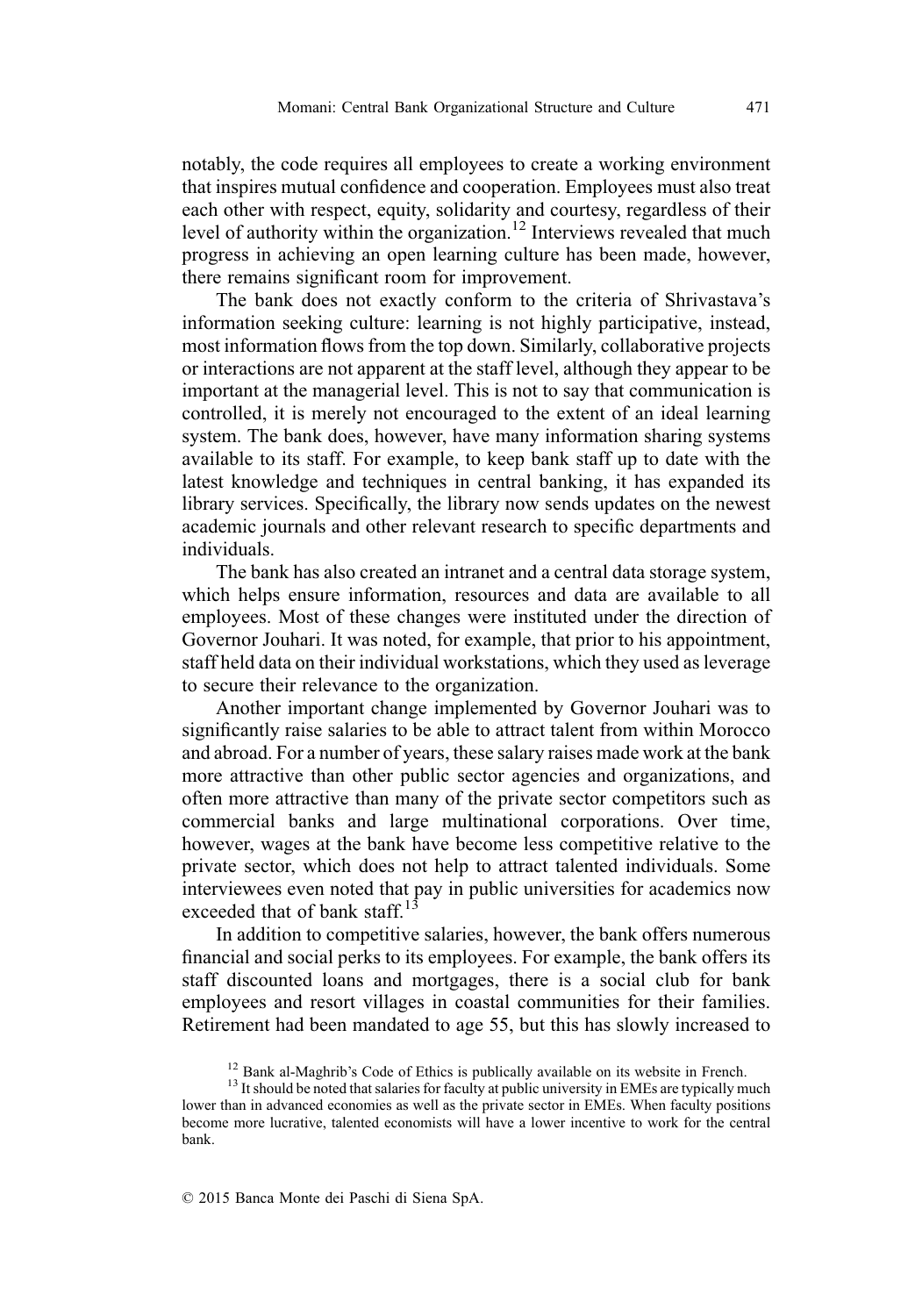notably, the code requires all employees to create a working environment that inspires mutual confidence and cooperation. Employees must also treat each other with respect, equity, solidarity and courtesy, regardless of their level of authority within the organization.[12] Interviews revealed that much progress in achieving an open learning culture has been made, however, there remains significant room for improvement.

The bank does not exactly conform to the criteria of Shrivastava's information seeking culture: learning is not highly participative, instead, most information flows from the top down. Similarly, collaborative projects or interactions are not apparent at the staff level, although they appear to be important at the managerial level. This is not to say that communication is controlled, it is merely not encouraged to the extent of an ideal learning system. The bank does, however, have many information sharing systems available to its staff. For example, to keep bank staff up to date with the latest knowledge and techniques in central banking, it has expanded its library services. Specifically, the library now sends updates on the newest academic journals and other relevant research to specific departments and individuals.

The bank has also created an intranet and a central data storage system, which helps ensure information, resources and data are available to all employees. Most of these changes were instituted under the direction of Governor Jouhari. It was noted, for example, that prior to his appointment, staff held data on their individual workstations, which they used as leverage to secure their relevance to the organization.

Another important change implemented by Governor Jouhari was to significantly raise salaries to be able to attract talent from within Morocco and abroad. For a number of years, these salary raises made work at the bank more attractive than other public sector agencies and organizations, and often more attractive than many of the private sector competitors such as commercial banks and large multinational corporations. Over time, however, wages at the bank have become less competitive relative to the private sector, which does not help to attract talented individuals. Some interviewees even noted that pay in public universities for academics now exceeded that of bank staff.[13]

In addition to competitive salaries, however, the bank offers numerous financial and social perks to its employees. For example, the bank offers its staff discounted loans and mortgages, there is a social club for bank employees and resort villages in coastal communities for their families. Retirement had been mandated to age 55, but this has slowly increased to

[12] Bank al-Maghrib's Code of Ethics is publically available on its website in French.

[13] It should be noted that salaries for faculty at public university in EMEs are typically much lower than in advanced economies as well as the private sector in EMEs. When faculty positions become more lucrative, talented economists will have a lower incentive to work for the central bank.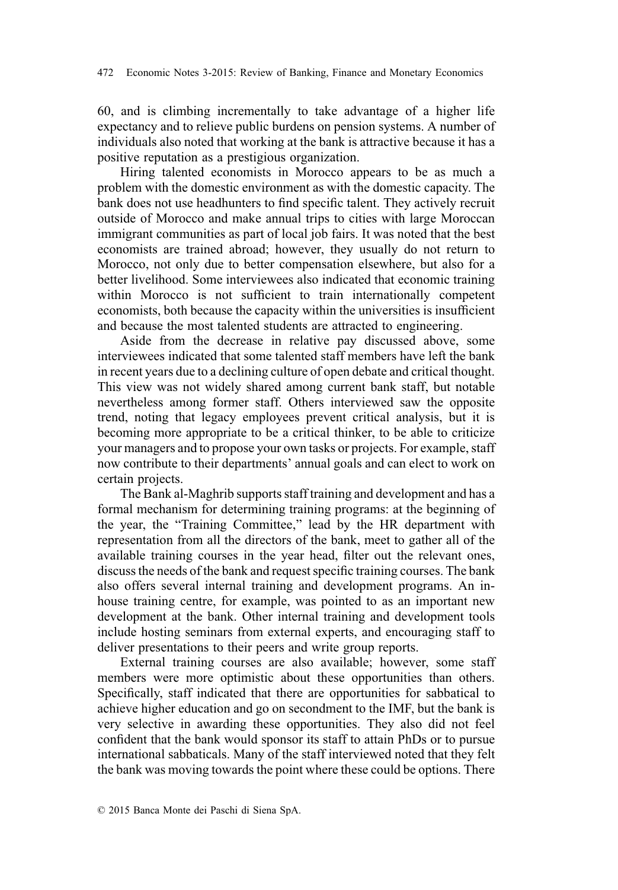60, and is climbing incrementally to take advantage of a higher life expectancy and to relieve public burdens on pension systems. A number of individuals also noted that working at the bank is attractive because it has a positive reputation as a prestigious organization.

Hiring talented economists in Morocco appears to be as much a problem with the domestic environment as with the domestic capacity. The bank does not use headhunters to find specific talent. They actively recruit outside of Morocco and make annual trips to cities with large Moroccan immigrant communities as part of local job fairs. It was noted that the best economists are trained abroad; however, they usually do not return to Morocco, not only due to better compensation elsewhere, but also for a better livelihood. Some interviewees also indicated that economic training within Morocco is not sufficient to train internationally competent economists, both because the capacity within the universities is insufficient and because the most talented students are attracted to engineering.

Aside from the decrease in relative pay discussed above, some interviewees indicated that some talented staff members have left the bank in recent years due to a declining culture of open debate and critical thought. This view was not widely shared among current bank staff, but notable nevertheless among former staff. Others interviewed saw the opposite trend, noting that legacy employees prevent critical analysis, but it is becoming more appropriate to be a critical thinker, to be able to criticize your managers and to propose your own tasks or projects. For example, staff now contribute to their departments' annual goals and can elect to work on certain projects.

The Bank al-Maghrib supports staff training and development and has a formal mechanism for determining training programs: at the beginning of the year, the "Training Committee," lead by the HR department with representation from all the directors of the bank, meet to gather all of the available training courses in the year head, filter out the relevant ones, discuss the needs of the bank and request specific training courses. The bank also offers several internal training and development programs. An in-house training centre, for example, was pointed to as an important new development at the bank. Other internal training and development tools include hosting seminars from external experts, and encouraging staff to deliver presentations to their peers and write group reports.

External training courses are also available; however, some staff members were more optimistic about these opportunities than others. Specifically, staff indicated that there are opportunities for sabbatical to achieve higher education and go on secondment to the IMF, but the bank is very selective in awarding these opportunities. They also did not feel confident that the bank would sponsor its staff to attain PhDs or to pursue international sabbaticals. Many of the staff interviewed noted that they felt the bank was moving towards the point where these could be options. There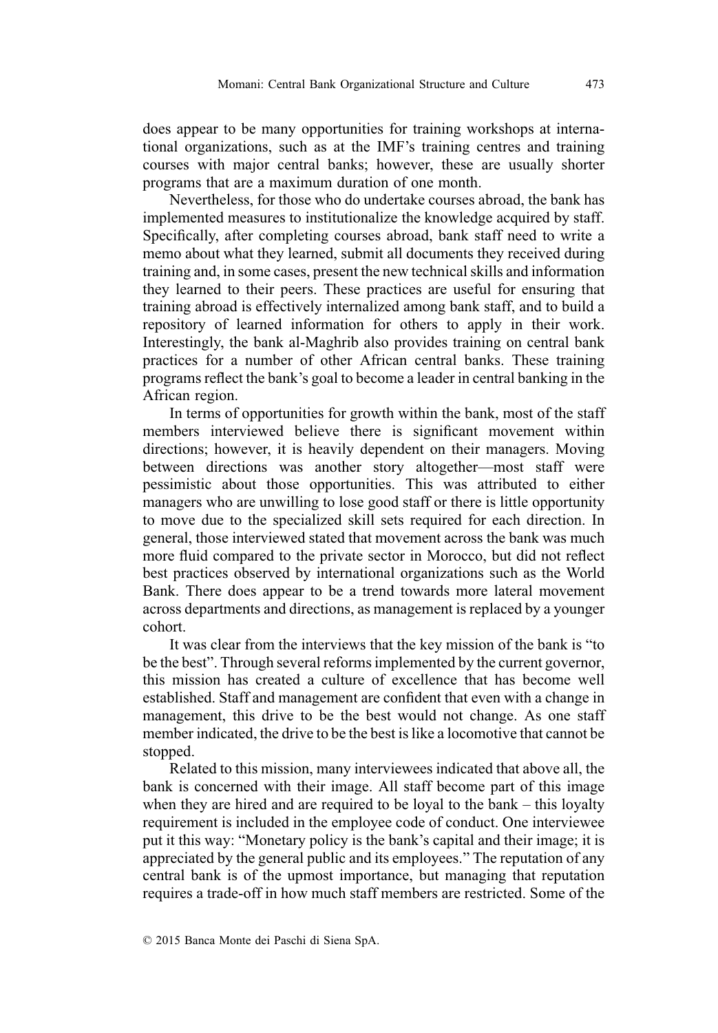does appear to be many opportunities for training workshops at international organizations, such as at the IMF's training centres and training courses with major central banks; however, these are usually shorter programs that are a maximum duration of one month.

Nevertheless, for those who do undertake courses abroad, the bank has implemented measures to institutionalize the knowledge acquired by staff. Specifically, after completing courses abroad, bank staff need to write a memo about what they learned, submit all documents they received during training and, in some cases, present the new technical skills and information they learned to their peers. These practices are useful for ensuring that training abroad is effectively internalized among bank staff, and to build a repository of learned information for others to apply in their work. Interestingly, the bank al-Maghrib also provides training on central bank practices for a number of other African central banks. These training programs reflect the bank's goal to become a leader in central banking in the African region.

In terms of opportunities for growth within the bank, most of the staff members interviewed believe there is significant movement within directions; however, it is heavily dependent on their managers. Moving between directions was another story altogether—most staff were pessimistic about those opportunities. This was attributed to either managers who are unwilling to lose good staff or there is little opportunity to move due to the specialized skill sets required for each direction. In general, those interviewed stated that movement across the bank was much more fluid compared to the private sector in Morocco, but did not reflect best practices observed by international organizations such as the World Bank. There does appear to be a trend towards more lateral movement across departments and directions, as management is replaced by a younger cohort.

It was clear from the interviews that the key mission of the bank is "to be the best". Through several reforms implemented by the current governor, this mission has created a culture of excellence that has become well established. Staff and management are confident that even with a change in management, this drive to be the best would not change. As one staff member indicated, the drive to be the best is like a locomotive that cannot be stopped.

Related to this mission, many interviewees indicated that above all, the bank is concerned with their image. All staff become part of this image when they are hired and are required to be loyal to the bank – this loyalty requirement is included in the employee code of conduct. One interviewee put it this way: "Monetary policy is the bank's capital and their image; it is appreciated by the general public and its employees." The reputation of any central bank is of the upmost importance, but managing that reputation requires a trade-off in how much staff members are restricted. Some of the

© 2015 Banca Monte dei Paschi di Siena SpA.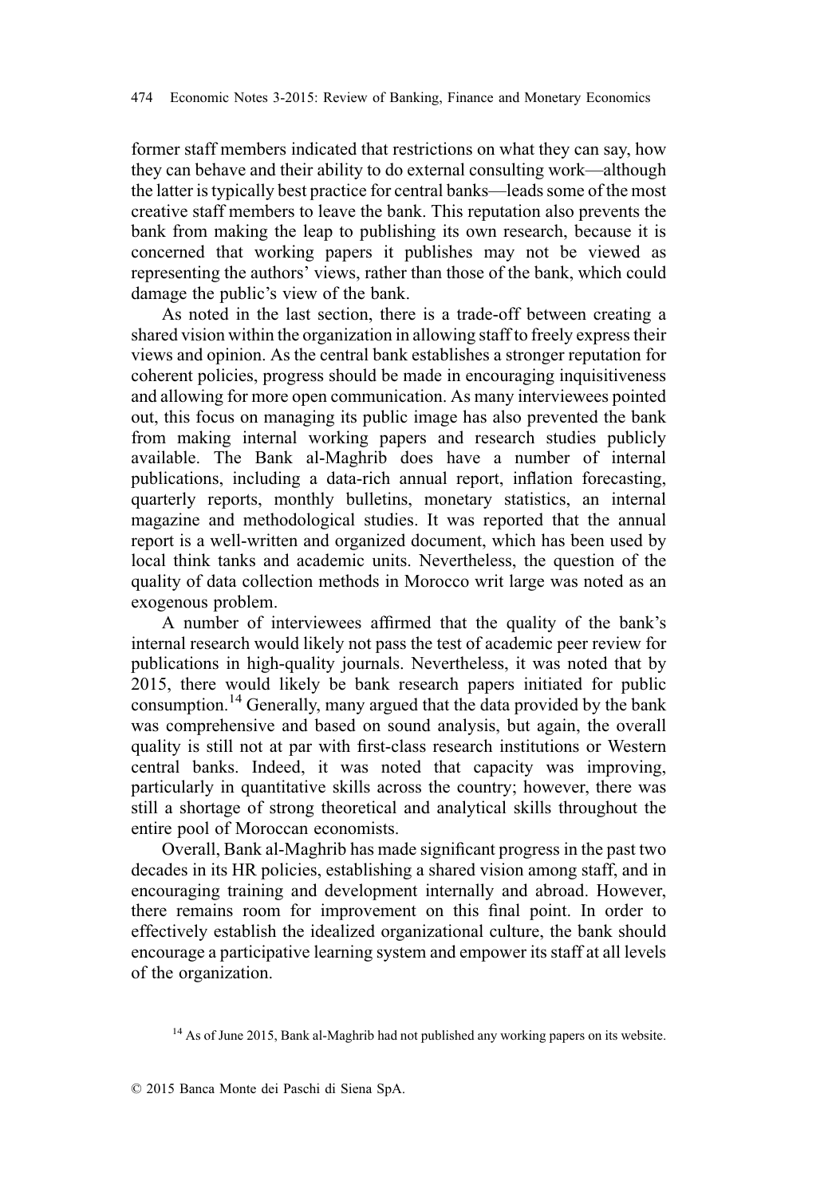former staff members indicated that restrictions on what they can say, how they can behave and their ability to do external consulting work—although the latter is typically best practice for central banks—leads some of the most creative staff members to leave the bank. This reputation also prevents the bank from making the leap to publishing its own research, because it is concerned that working papers it publishes may not be viewed as representing the authors' views, rather than those of the bank, which could damage the public's view of the bank.

As noted in the last section, there is a trade-off between creating a shared vision within the organization in allowing staff to freely express their views and opinion. As the central bank establishes a stronger reputation for coherent policies, progress should be made in encouraging inquisitiveness and allowing for more open communication. As many interviewees pointed out, this focus on managing its public image has also prevented the bank from making internal working papers and research studies publicly available. The Bank al-Maghrib does have a number of internal publications, including a data-rich annual report, inflation forecasting, quarterly reports, monthly bulletins, monetary statistics, an internal magazine and methodological studies. It was reported that the annual report is a well-written and organized document, which has been used by local think tanks and academic units. Nevertheless, the question of the quality of data collection methods in Morocco writ large was noted as an exogenous problem.

A number of interviewees affirmed that the quality of the bank's internal research would likely not pass the test of academic peer review for publications in high-quality journals. Nevertheless, it was noted that by 2015, there would likely be bank research papers initiated for public consumption.[14] Generally, many argued that the data provided by the bank was comprehensive and based on sound analysis, but again, the overall quality is still not at par with first-class research institutions or Western central banks. Indeed, it was noted that capacity was improving, particularly in quantitative skills across the country; however, there was still a shortage of strong theoretical and analytical skills throughout the entire pool of Moroccan economists.

Overall, Bank al-Maghrib has made significant progress in the past two decades in its HR policies, establishing a shared vision among staff, and in encouraging training and development internally and abroad. However, there remains room for improvement on this final point. In order to effectively establish the idealized organizational culture, the bank should encourage a participative learning system and empower its staff at all levels of the organization.

[14] As of June 2015, Bank al-Maghrib had not published any working papers on its website.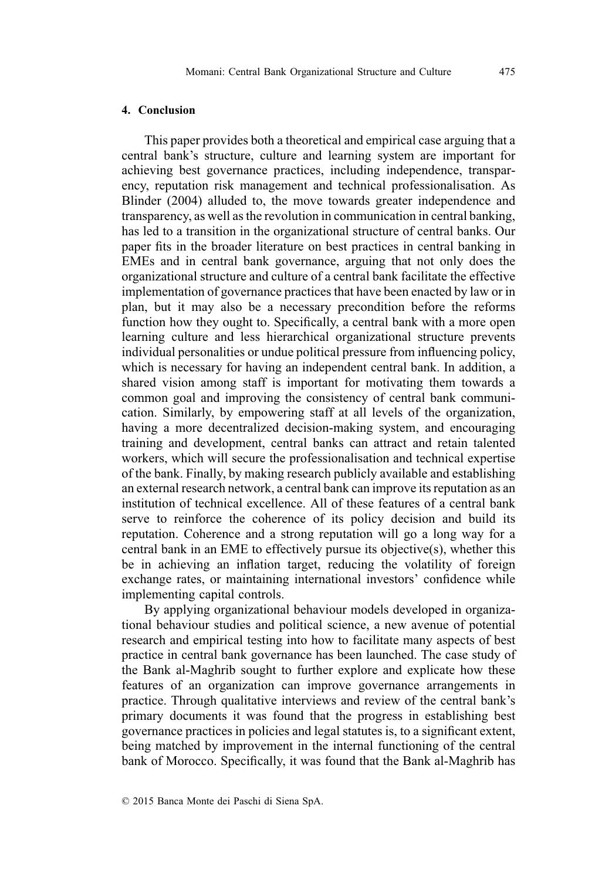## 4. Conclusion

This paper provides both a theoretical and empirical case arguing that a central bank's structure, culture and learning system are important for achieving best governance practices, including independence, transparency, reputation risk management and technical professionalisation. As Blinder (2004) alluded to, the move towards greater independence and transparency, as well as the revolution in communication in central banking, has led to a transition in the organizational structure of central banks. Our paper fits in the broader literature on best practices in central banking in EMEs and in central bank governance, arguing that not only does the organizational structure and culture of a central bank facilitate the effective implementation of governance practices that have been enacted by law or in plan, but it may also be a necessary precondition before the reforms function how they ought to. Specifically, a central bank with a more open learning culture and less hierarchical organizational structure prevents individual personalities or undue political pressure from influencing policy, which is necessary for having an independent central bank. In addition, a shared vision among staff is important for motivating them towards a common goal and improving the consistency of central bank communication. Similarly, by empowering staff at all levels of the organization, having a more decentralized decision-making system, and encouraging training and development, central banks can attract and retain talented workers, which will secure the professionalisation and technical expertise of the bank. Finally, by making research publicly available and establishing an external research network, a central bank can improve its reputation as an institution of technical excellence. All of these features of a central bank serve to reinforce the coherence of its policy decision and build its reputation. Coherence and a strong reputation will go a long way for a central bank in an EME to effectively pursue its objective(s), whether this be in achieving an inflation target, reducing the volatility of foreign exchange rates, or maintaining international investors' confidence while implementing capital controls.

By applying organizational behaviour models developed in organizational behaviour studies and political science, a new avenue of potential research and empirical testing into how to facilitate many aspects of best practice in central bank governance has been launched. The case study of the Bank al-Maghrib sought to further explore and explicate how these features of an organization can improve governance arrangements in practice. Through qualitative interviews and review of the central bank's primary documents it was found that the progress in establishing best governance practices in policies and legal statutes is, to a significant extent, being matched by improvement in the internal functioning of the central bank of Morocco. Specifically, it was found that the Bank al-Maghrib has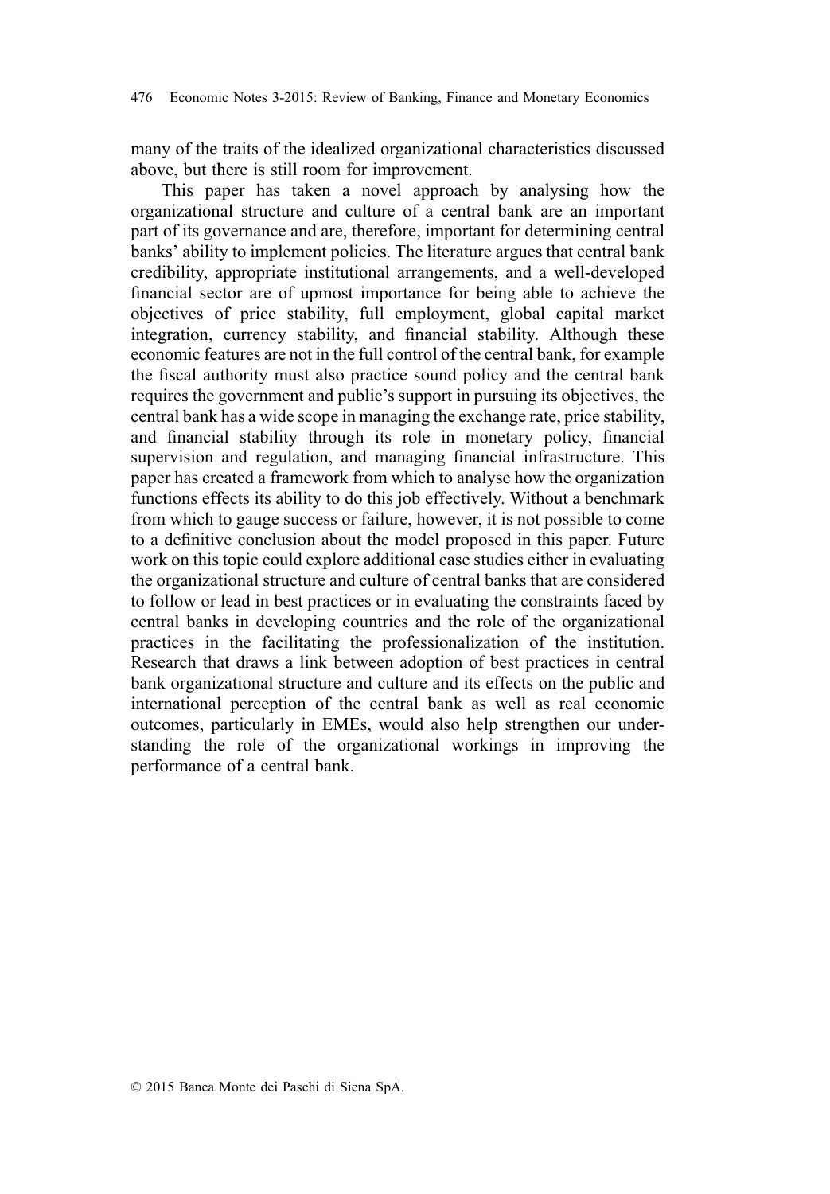many of the traits of the idealized organizational characteristics discussed above, but there is still room for improvement.

This paper has taken a novel approach by analysing how the organizational structure and culture of a central bank are an important part of its governance and are, therefore, important for determining central banks' ability to implement policies. The literature argues that central bank credibility, appropriate institutional arrangements, and a well-developed financial sector are of upmost importance for being able to achieve the objectives of price stability, full employment, global capital market integration, currency stability, and financial stability. Although these economic features are not in the full control of the central bank, for example the fiscal authority must also practice sound policy and the central bank requires the government and public's support in pursuing its objectives, the central bank has a wide scope in managing the exchange rate, price stability, and financial stability through its role in monetary policy, financial supervision and regulation, and managing financial infrastructure. This paper has created a framework from which to analyse how the organization functions effects its ability to do this job effectively. Without a benchmark from which to gauge success or failure, however, it is not possible to come to a definitive conclusion about the model proposed in this paper. Future work on this topic could explore additional case studies either in evaluating the organizational structure and culture of central banks that are considered to follow or lead in best practices or in evaluating the constraints faced by central banks in developing countries and the role of the organizational practices in the facilitating the professionalization of the institution. Research that draws a link between adoption of best practices in central bank organizational structure and culture and its effects on the public and international perception of the central bank as well as real economic outcomes, particularly in EMEs, would also help strengthen our understanding the role of the organizational workings in improving the performance of a central bank.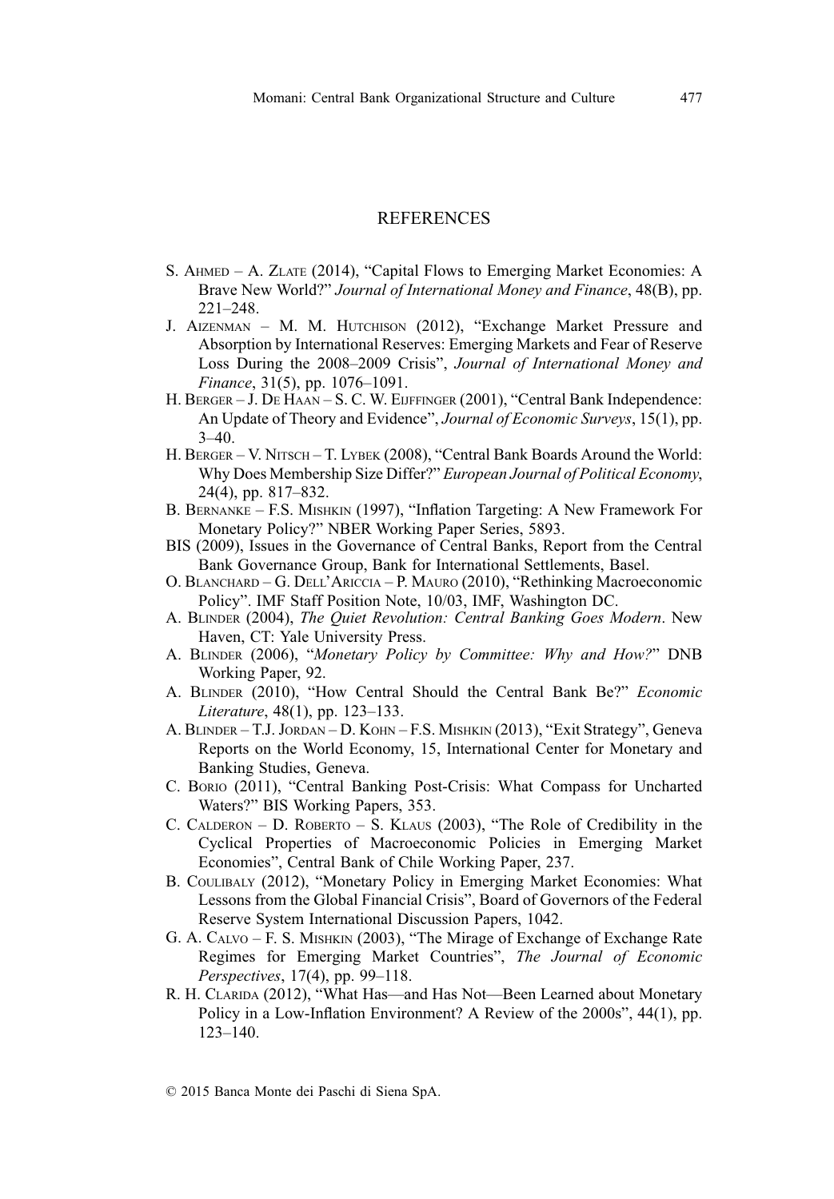## REFERENCES

S. Ahmed – A. Zlate (2014), "Capital Flows to Emerging Market Economies: A Brave New World?" *Journal of International Money and Finance*, 48(B), pp. 221–248.

J. Aizenman – M. M. Hutchison (2012), "Exchange Market Pressure and Absorption by International Reserves: Emerging Markets and Fear of Reserve Loss During the 2008–2009 Crisis", *Journal of International Money and Finance*, 31(5), pp. 1076–1091.

H. Berger – J. De Haan – S. C. W. Eijffinger (2001), "Central Bank Independence: An Update of Theory and Evidence", *Journal of Economic Surveys*, 15(1), pp. 3–40.

H. Berger – V. Nitsch – T. Lybek (2008), "Central Bank Boards Around the World: Why Does Membership Size Differ?" *European Journal of Political Economy*, 24(4), pp. 817–832.

B. Bernanke – F.S. Mishkin (1997), "Inflation Targeting: A New Framework For Monetary Policy?" NBER Working Paper Series, 5893.

BIS (2009), Issues in the Governance of Central Banks, Report from the Central Bank Governance Group, Bank for International Settlements, Basel.

O. Blanchard – G. Dell'Ariccia – P. Mauro (2010), "Rethinking Macroeconomic Policy". IMF Staff Position Note, 10/03, IMF, Washington DC.

A. Blinder (2004), *The Quiet Revolution: Central Banking Goes Modern*. New Haven, CT: Yale University Press.

A. Blinder (2006), "*Monetary Policy by Committee: Why and How?*" DNB Working Paper, 92.

A. Blinder (2010), "How Central Should the Central Bank Be?" *Economic Literature*, 48(1), pp. 123–133.

A. Blinder – T.J. Jordan – D. Kohn – F.S. Mishkin (2013), "Exit Strategy", Geneva Reports on the World Economy, 15, International Center for Monetary and Banking Studies, Geneva.

C. Borio (2011), "Central Banking Post-Crisis: What Compass for Uncharted Waters?" BIS Working Papers, 353.

C. Calderon – D. Roberto – S. Klaus (2003), "The Role of Credibility in the Cyclical Properties of Macroeconomic Policies in Emerging Market Economies", Central Bank of Chile Working Paper, 237.

B. Coulibaly (2012), "Monetary Policy in Emerging Market Economies: What Lessons from the Global Financial Crisis", Board of Governors of the Federal Reserve System International Discussion Papers, 1042.

G. A. Calvo – F. S. Mishkin (2003), "The Mirage of Exchange of Exchange Rate Regimes for Emerging Market Countries", *The Journal of Economic Perspectives*, 17(4), pp. 99–118.

R. H. Clarida (2012), "What Has—and Has Not—Been Learned about Monetary Policy in a Low-Inflation Environment? A Review of the 2000s", 44(1), pp. 123–140.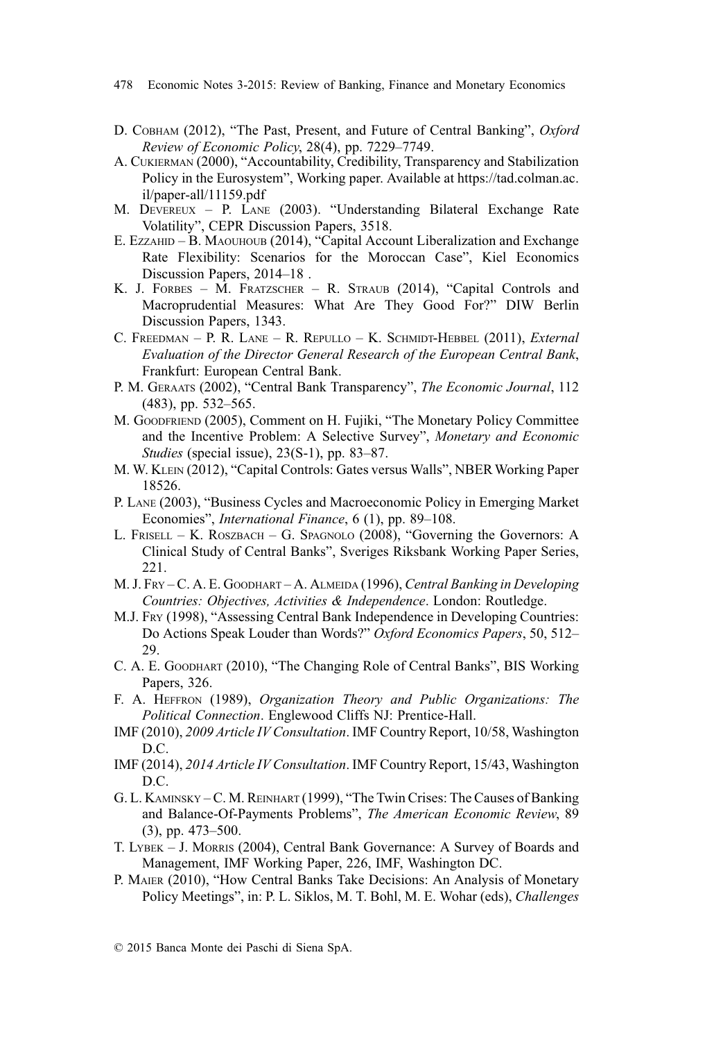D. Cobham (2012), "The Past, Present, and Future of Central Banking", *Oxford Review of Economic Policy*, 28(4), pp. 7229–7749.

A. Cukierman (2000), "Accountability, Credibility, Transparency and Stabilization Policy in the Eurosystem", Working paper. Available at https://tad.colman.ac.il/paper-all/11159.pdf

M. Devereux – P. Lane (2003). "Understanding Bilateral Exchange Rate Volatility", CEPR Discussion Papers, 3518.

E. Ezzahid – B. Maouhoub (2014), "Capital Account Liberalization and Exchange Rate Flexibility: Scenarios for the Moroccan Case", Kiel Economics Discussion Papers, 2014–18 .

K. J. Forbes – M. Fratzscher – R. Straub (2014), "Capital Controls and Macroprudential Measures: What Are They Good For?" DIW Berlin Discussion Papers, 1343.

C. Freedman – P. R. Lane – R. Repullo – K. Schmidt-Hebbel (2011), *External Evaluation of the Director General Research of the European Central Bank*, Frankfurt: European Central Bank.

P. M. Geraats (2002), "Central Bank Transparency", *The Economic Journal*, 112 (483), pp. 532–565.

M. Goodfriend (2005), Comment on H. Fujiki, "The Monetary Policy Committee and the Incentive Problem: A Selective Survey", *Monetary and Economic Studies* (special issue), 23(S-1), pp. 83–87.

M. W. Klein (2012), "Capital Controls: Gates versus Walls", NBER Working Paper 18526.

P. Lane (2003), "Business Cycles and Macroeconomic Policy in Emerging Market Economies", *International Finance*, 6 (1), pp. 89–108.

L. Frisell – K. Roszbach – G. Spagnolo (2008), "Governing the Governors: A Clinical Study of Central Banks", Sveriges Riksbank Working Paper Series, 221.

M. J. Fry – C. A. E. Goodhart – A. Almeida (1996), *Central Banking in Developing Countries: Objectives, Activities & Independence*. London: Routledge.

M.J. Fry (1998), "Assessing Central Bank Independence in Developing Countries: Do Actions Speak Louder than Words?" *Oxford Economics Papers*, 50, 512–29.

C. A. E. Goodhart (2010), "The Changing Role of Central Banks", BIS Working Papers, 326.

F. A. Heffron (1989), *Organization Theory and Public Organizations: The Political Connection*. Englewood Cliffs NJ: Prentice-Hall.

IMF (2010), *2009 Article IV Consultation*. IMF Country Report, 10/58, Washington D.C.

IMF (2014), *2014 Article IV Consultation*. IMF Country Report, 15/43, Washington D.C.

G. L. Kaminsky – C. M. Reinhart (1999), "The Twin Crises: The Causes of Banking and Balance-Of-Payments Problems", *The American Economic Review*, 89 (3), pp. 473–500.

T. Lybek – J. Morris (2004), Central Bank Governance: A Survey of Boards and Management, IMF Working Paper, 226, IMF, Washington DC.

P. Maier (2010), "How Central Banks Take Decisions: An Analysis of Monetary Policy Meetings", in: P. L. Siklos, M. T. Bohl, M. E. Wohar (eds), *Challenges*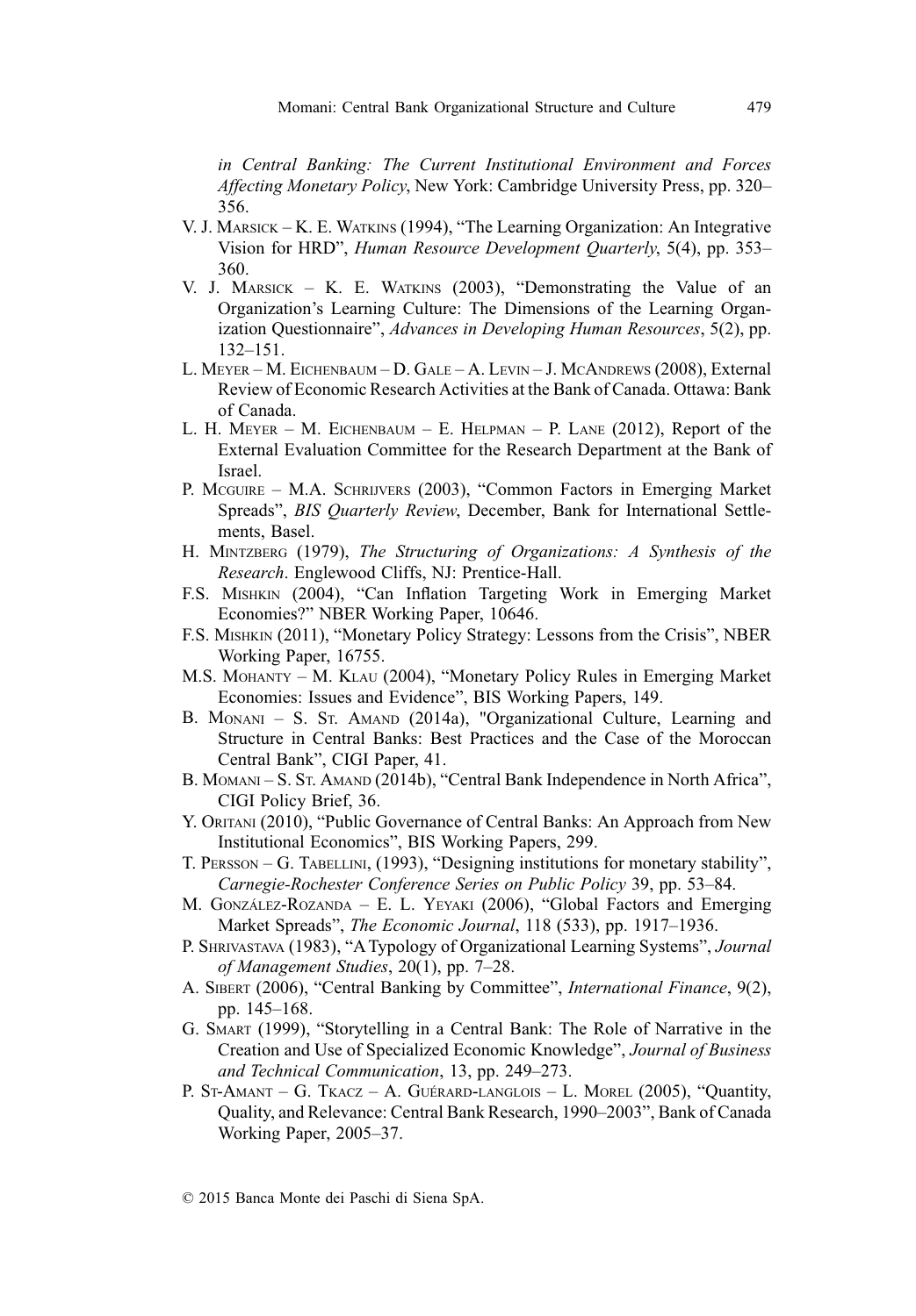*in Central Banking: The Current Institutional Environment and Forces Affecting Monetary Policy*, New York: Cambridge University Press, pp. 320–356.

V. J. Marsick – K. E. Watkins (1994), "The Learning Organization: An Integrative Vision for HRD", *Human Resource Development Quarterly*, 5(4), pp. 353–360.

V. J. Marsick – K. E. Watkins (2003), "Demonstrating the Value of an Organization's Learning Culture: The Dimensions of the Learning Organization Questionnaire", *Advances in Developing Human Resources*, 5(2), pp. 132–151.

L. Meyer – M. Eichenbaum – D. Gale – A. Levin – J. McAndrews (2008), External Review of Economic Research Activities at the Bank of Canada. Ottawa: Bank of Canada.

L. H. Meyer – M. Eichenbaum – E. Helpman – P. Lane (2012), Report of the External Evaluation Committee for the Research Department at the Bank of Israel.

P. Mcguire – M.A. Schrijvers (2003), "Common Factors in Emerging Market Spreads", *BIS Quarterly Review*, December, Bank for International Settlements, Basel.

H. Mintzberg (1979), *The Structuring of Organizations: A Synthesis of the Research*. Englewood Cliffs, NJ: Prentice-Hall.

F.S. Mishkin (2004), "Can Inflation Targeting Work in Emerging Market Economies?" NBER Working Paper, 10646.

F.S. Mishkin (2011), "Monetary Policy Strategy: Lessons from the Crisis", NBER Working Paper, 16755.

M.S. Mohanty – M. Klau (2004), "Monetary Policy Rules in Emerging Market Economies: Issues and Evidence", BIS Working Papers, 149.

B. Monani – S. St. Amand (2014a), "Organizational Culture, Learning and Structure in Central Banks: Best Practices and the Case of the Moroccan Central Bank", CIGI Paper, 41.

B. Momani – S. St. Amand (2014b), "Central Bank Independence in North Africa", CIGI Policy Brief, 36.

Y. Oritani (2010), "Public Governance of Central Banks: An Approach from New Institutional Economics", BIS Working Papers, 299.

T. Persson – G. Tabellini, (1993), "Designing institutions for monetary stability", *Carnegie-Rochester Conference Series on Public Policy* 39, pp. 53–84.

M. González-Rozanda – E. L. Yeyaki (2006), "Global Factors and Emerging Market Spreads", *The Economic Journal*, 118 (533), pp. 1917–1936.

P. Shrivastava (1983), "A Typology of Organizational Learning Systems", *Journal of Management Studies*, 20(1), pp. 7–28.

A. Sibert (2006), "Central Banking by Committee", *International Finance*, 9(2), pp. 145–168.

G. Smart (1999), "Storytelling in a Central Bank: The Role of Narrative in the Creation and Use of Specialized Economic Knowledge", *Journal of Business and Technical Communication*, 13, pp. 249–273.

P. St-Amant – G. Tkacz – A. Guérard-langlois – L. Morel (2005), "Quantity, Quality, and Relevance: Central Bank Research, 1990–2003", Bank of Canada Working Paper, 2005–37.

© 2015 Banca Monte dei Paschi di Siena SpA.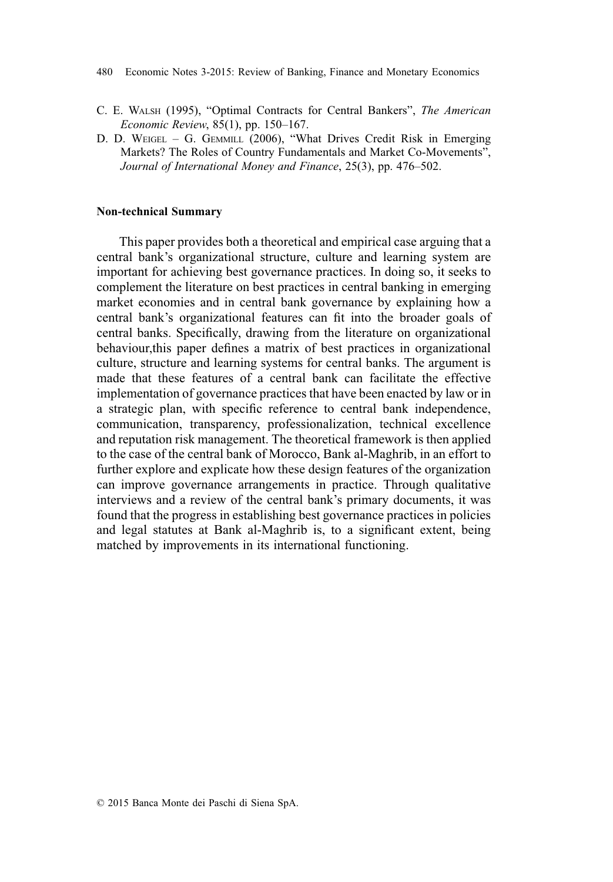C. E. Walsh (1995), “Optimal Contracts for Central Bankers”, *The American Economic Review*, 85(1), pp. 150–167.

D. D. Weigel – G. Gemmill (2006), “What Drives Credit Risk in Emerging Markets? The Roles of Country Fundamentals and Market Co-Movements”, *Journal of International Money and Finance*, 25(3), pp. 476–502.

**Non-technical Summary**

This paper provides both a theoretical and empirical case arguing that a central bank’s organizational structure, culture and learning system are important for achieving best governance practices. In doing so, it seeks to complement the literature on best practices in central banking in emerging market economies and in central bank governance by explaining how a central bank’s organizational features can fit into the broader goals of central banks. Specifically, drawing from the literature on organizational behaviour,this paper defines a matrix of best practices in organizational culture, structure and learning systems for central banks. The argument is made that these features of a central bank can facilitate the effective implementation of governance practices that have been enacted by law or in a strategic plan, with specific reference to central bank independence, communication, transparency, professionalization, technical excellence and reputation risk management. The theoretical framework is then applied to the case of the central bank of Morocco, Bank al-Maghrib, in an effort to further explore and explicate how these design features of the organization can improve governance arrangements in practice. Through qualitative interviews and a review of the central bank’s primary documents, it was found that the progress in establishing best governance practices in policies and legal statutes at Bank al-Maghrib is, to a significant extent, being matched by improvements in its international functioning.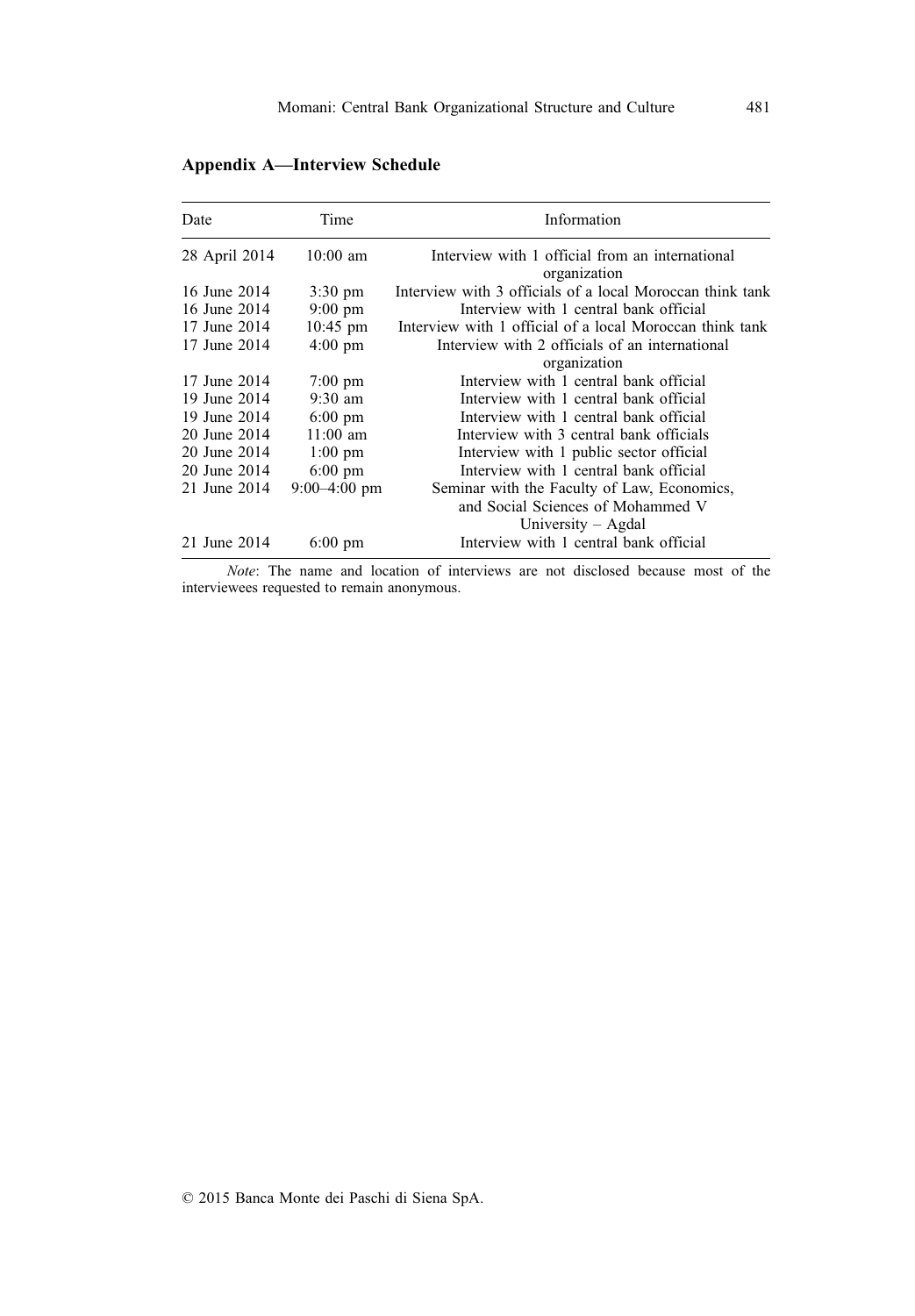## Appendix A—Interview Schedule

| Date | Time | Information |
|---|---|---|
| 28 April 2014 | 10:00 am | Interview with 1 official from an international organization |
| 16 June 2014 | 3:30 pm | Interview with 3 officials of a local Moroccan think tank |
| 16 June 2014 | 9:00 pm | Interview with 1 central bank official |
| 17 June 2014 | 10:45 pm | Interview with 1 official of a local Moroccan think tank |
| 17 June 2014 | 4:00 pm | Interview with 2 officials of an international organization |
| 17 June 2014 | 7:00 pm | Interview with 1 central bank official |
| 19 June 2014 | 9:30 am | Interview with 1 central bank official |
| 19 June 2014 | 6:00 pm | Interview with 1 central bank official |
| 20 June 2014 | 11:00 am | Interview with 3 central bank officials |
| 20 June 2014 | 1:00 pm | Interview with 1 public sector official |
| 20 June 2014 | 6:00 pm | Interview with 1 central bank official |
| 21 June 2014 | 9:00–4:00 pm | Seminar with the Faculty of Law, Economics, and Social Sciences of Mohammed V University – Agdal |
| 21 June 2014 | 6:00 pm | Interview with 1 central bank official |

*Note*: The name and location of interviews are not disclosed because most of the interviewees requested to remain anonymous.

© 2015 Banca Monte dei Paschi di Siena SpA.